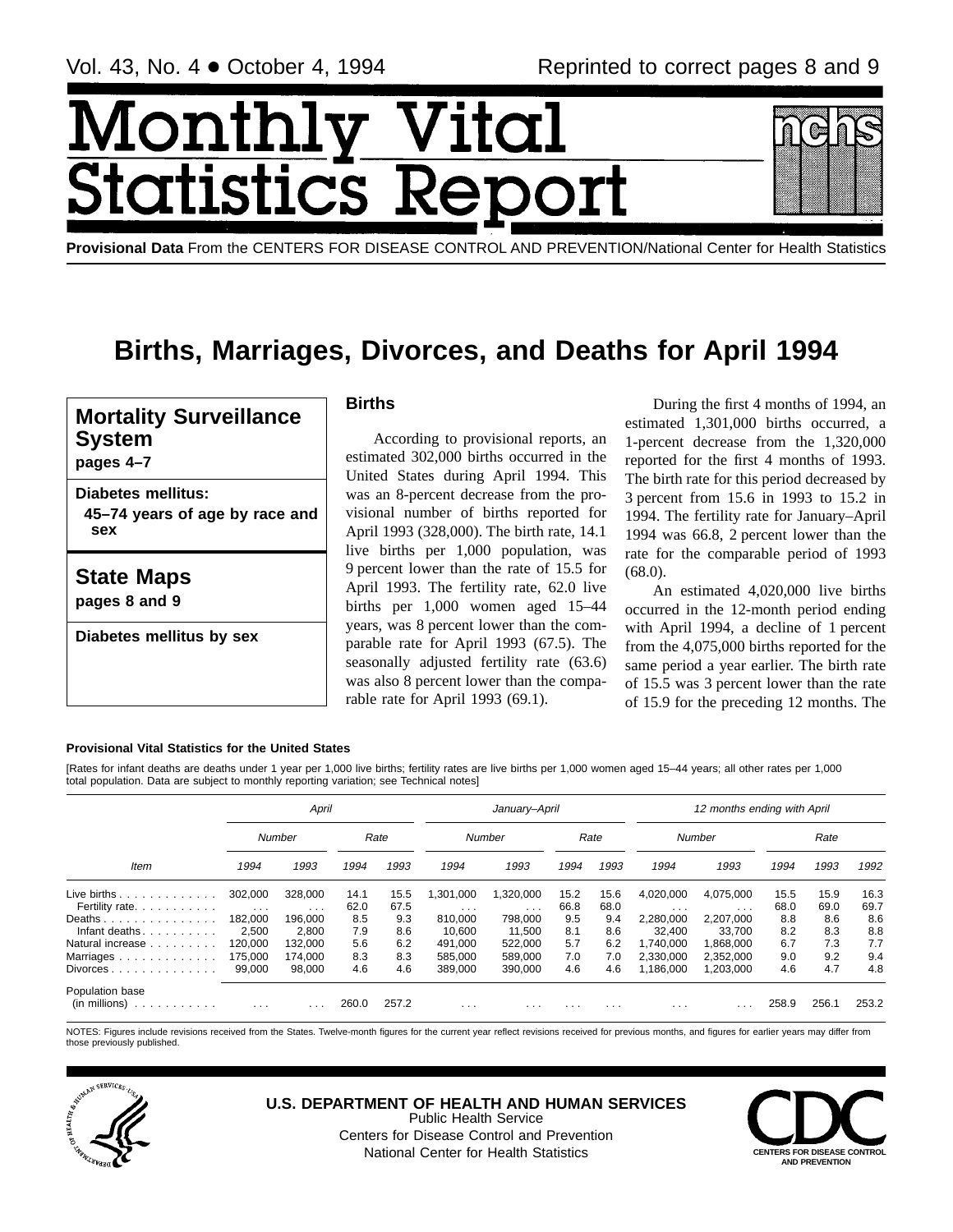Vol. 43, No. 4 • October 4, 1994 Reprinted to correct pages 8 and 9

# Monthly Vital Statistics Report

**Provisional Data** From the CENTERS FOR DISEASE CONTROL AND PREVENTION/National Center for Health Statistics

# Births, Marriages, Divorces, and Deaths for April 1994

**Mortality Surveillance System**
**pages 4–7**

**Diabetes mellitus:**
**45–74 years of age by race and sex**

**State Maps**
**pages 8 and 9**

**Diabetes mellitus by sex**

## Births

According to provisional reports, an estimated 302,000 births occurred in the United States during April 1994. This was an 8-percent decrease from the provisional number of births reported for April 1993 (328,000). The birth rate, 14.1 live births per 1,000 population, was 9 percent lower than the rate of 15.5 for April 1993. The fertility rate, 62.0 live births per 1,000 women aged 15–44 years, was 8 percent lower than the comparable rate for April 1993 (67.5). The seasonally adjusted fertility rate (63.6) was also 8 percent lower than the comparable rate for April 1993 (69.1).

During the first 4 months of 1994, an estimated 1,301,000 births occurred, a 1-percent decrease from the 1,320,000 reported for the first 4 months of 1993. The birth rate for this period decreased by 3 percent from 15.6 in 1993 to 15.2 in 1994. The fertility rate for January–April 1994 was 66.8, 2 percent lower than the rate for the comparable period of 1993 (68.0).

An estimated 4,020,000 live births occurred in the 12-month period ending with April 1994, a decline of 1 percent from the 4,075,000 births reported for the same period a year earlier. The birth rate of 15.5 was 3 percent lower than the rate of 15.9 for the preceding 12 months. The

**Provisional Vital Statistics for the United States**

[Rates for infant deaths are deaths under 1 year per 1,000 live births; fertility rates are live births per 1,000 women aged 15–44 years; all other rates per 1,000 total population. Data are subject to monthly reporting variation; see Technical notes]

| Item | April | | | | January–April | | | | 12 months ending with April | | | | |
|---|---|---|---|---|---|---|---|---|---|---|---|---|---|
| | Number | | Rate | | Number | | Rate | | Number | | Rate | | |
| | 1994 | 1993 | 1994 | 1993 | 1994 | 1993 | 1994 | 1993 | 1994 | 1993 | 1994 | 1993 | 1992 |
| Live births | 302,000 | 328,000 | 14.1 | 15.5 | 1,301,000 | 1,320,000 | 15.2 | 15.6 | 4,020,000 | 4,075,000 | 15.5 | 15.9 | 16.3 |
| Fertility rate | ... | ... | 62.0 | 67.5 | ... | ... | 66.8 | 68.0 | ... | ... | 68.0 | 69.0 | 69.7 |
| Deaths | 182,000 | 196,000 | 8.5 | 9.3 | 810,000 | 798,000 | 9.5 | 9.4 | 2,280,000 | 2,207,000 | 8.8 | 8.6 | 8.6 |
| Infant deaths | 2,500 | 2,800 | 7.9 | 8.6 | 10,600 | 11,500 | 8.1 | 8.6 | 32,400 | 33,700 | 8.2 | 8.3 | 8.8 |
| Natural increase | 120,000 | 132,000 | 5.6 | 6.2 | 491,000 | 522,000 | 5.7 | 6.2 | 1,740,000 | 1,868,000 | 6.7 | 7.3 | 7.7 |
| Marriages | 175,000 | 174,000 | 8.3 | 8.3 | 585,000 | 589,000 | 7.0 | 7.0 | 2,330,000 | 2,352,000 | 9.0 | 9.2 | 9.4 |
| Divorces | 99,000 | 98,000 | 4.6 | 4.6 | 389,000 | 390,000 | 4.6 | 4.6 | 1,186,000 | 1,203,000 | 4.6 | 4.7 | 4.8 |
| Population base (in millions) | ... | ... | 260.0 | 257.2 | ... | ... | ... | ... | ... | ... | 258.9 | 256.1 | 253.2 |

NOTES: Figures include revisions received from the States. Twelve-month figures for the current year reflect revisions received for previous months, and figures for earlier years may differ from those previously published.

**U.S. DEPARTMENT OF HEALTH AND HUMAN SERVICES**
Public Health Service
Centers for Disease Control and Prevention
National Center for Health Statistics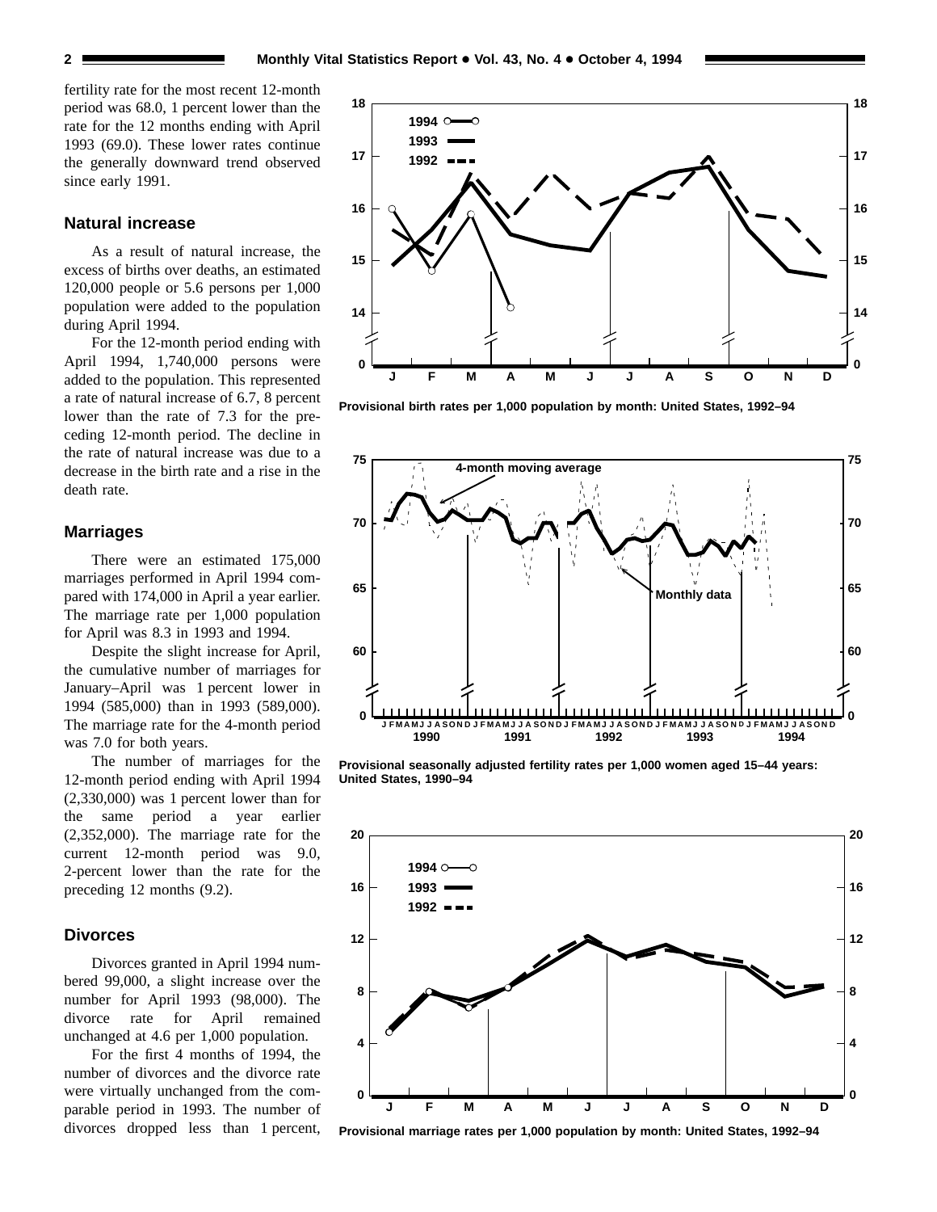fertility rate for the most recent 12-month period was 68.0, 1 percent lower than the rate for the 12 months ending with April 1993 (69.0). These lower rates continue the generally downward trend observed since early 1991.

## Natural increase

As a result of natural increase, the excess of births over deaths, an estimated 120,000 people or 5.6 persons per 1,000 population were added to the population during April 1994.

For the 12-month period ending with April 1994, 1,740,000 persons were added to the population. This represented a rate of natural increase of 6.7, 8 percent lower than the rate of 7.3 for the preceding 12-month period. The decline in the rate of natural increase was due to a decrease in the birth rate and a rise in the death rate.

## Marriages

There were an estimated 175,000 marriages performed in April 1994 compared with 174,000 in April a year earlier. The marriage rate per 1,000 population for April was 8.3 in 1993 and 1994.

Despite the slight increase for April, the cumulative number of marriages for January–April was 1 percent lower in 1994 (585,000) than in 1993 (589,000). The marriage rate for the 4-month period was 7.0 for both years.

The number of marriages for the 12-month period ending with April 1994 (2,330,000) was 1 percent lower than for the same period a year earlier (2,352,000). The marriage rate for the current 12-month period was 9.0, 2-percent lower than the rate for the preceding 12 months (9.2).

## Divorces

Divorces granted in April 1994 numbered 99,000, a slight increase over the number for April 1993 (98,000). The divorce rate for April remained unchanged at 4.6 per 1,000 population.

For the first 4 months of 1994, the number of divorces and the divorce rate were virtually unchanged from the comparable period in 1993. The number of divorces dropped less than 1 percent,

Provisional birth rates per 1,000 population by month: United States, 1992–94

Provisional seasonally adjusted fertility rates per 1,000 women aged 15–44 years: United States, 1990–94

Provisional marriage rates per 1,000 population by month: United States, 1992–94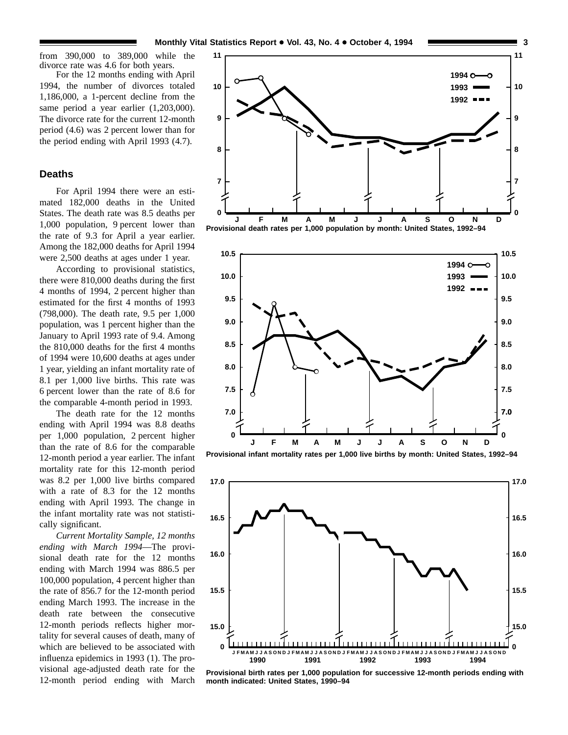from 390,000 to 389,000 while the divorce rate was 4.6 for both years.

For the 12 months ending with April 1994, the number of divorces totaled 1,186,000, a 1-percent decline from the same period a year earlier (1,203,000). The divorce rate for the current 12-month period (4.6) was 2 percent lower than for the period ending with April 1993 (4.7).

## Deaths

For April 1994 there were an estimated 182,000 deaths in the United States. The death rate was 8.5 deaths per 1,000 population, 9 percent lower than the rate of 9.3 for April a year earlier. Among the 182,000 deaths for April 1994 were 2,500 deaths at ages under 1 year.

According to provisional statistics, there were 810,000 deaths during the first 4 months of 1994, 2 percent higher than estimated for the first 4 months of 1993 (798,000). The death rate, 9.5 per 1,000 population, was 1 percent higher than the January to April 1993 rate of 9.4. Among the 810,000 deaths for the first 4 months of 1994 were 10,600 deaths at ages under 1 year, yielding an infant mortality rate of 8.1 per 1,000 live births. This rate was 6 percent lower than the rate of 8.6 for the comparable 4-month period in 1993.

The death rate for the 12 months ending with April 1994 was 8.8 deaths per 1,000 population, 2 percent higher than the rate of 8.6 for the comparable 12-month period a year earlier. The infant mortality rate for this 12-month period was 8.2 per 1,000 live births compared with a rate of 8.3 for the 12 months ending with April 1993. The change in the infant mortality rate was not statistically significant.

*Current Mortality Sample, 12 months ending with March 1994*—The provisional death rate for the 12 months ending with March 1994 was 886.5 per 100,000 population, 4 percent higher than the rate of 856.7 for the 12-month period ending March 1993. The increase in the death rate between the consecutive 12-month periods reflects higher mortality for several causes of death, many of which are believed to be associated with influenza epidemics in 1993 (1). The provisional age-adjusted death rate for the 12-month period ending with March

**Provisional death rates per 1,000 population by month: United States, 1992–94**

**Provisional infant mortality rates per 1,000 live births by month: United States, 1992–94**

**Provisional birth rates per 1,000 population for successive 12-month periods ending with month indicated: United States, 1990–94**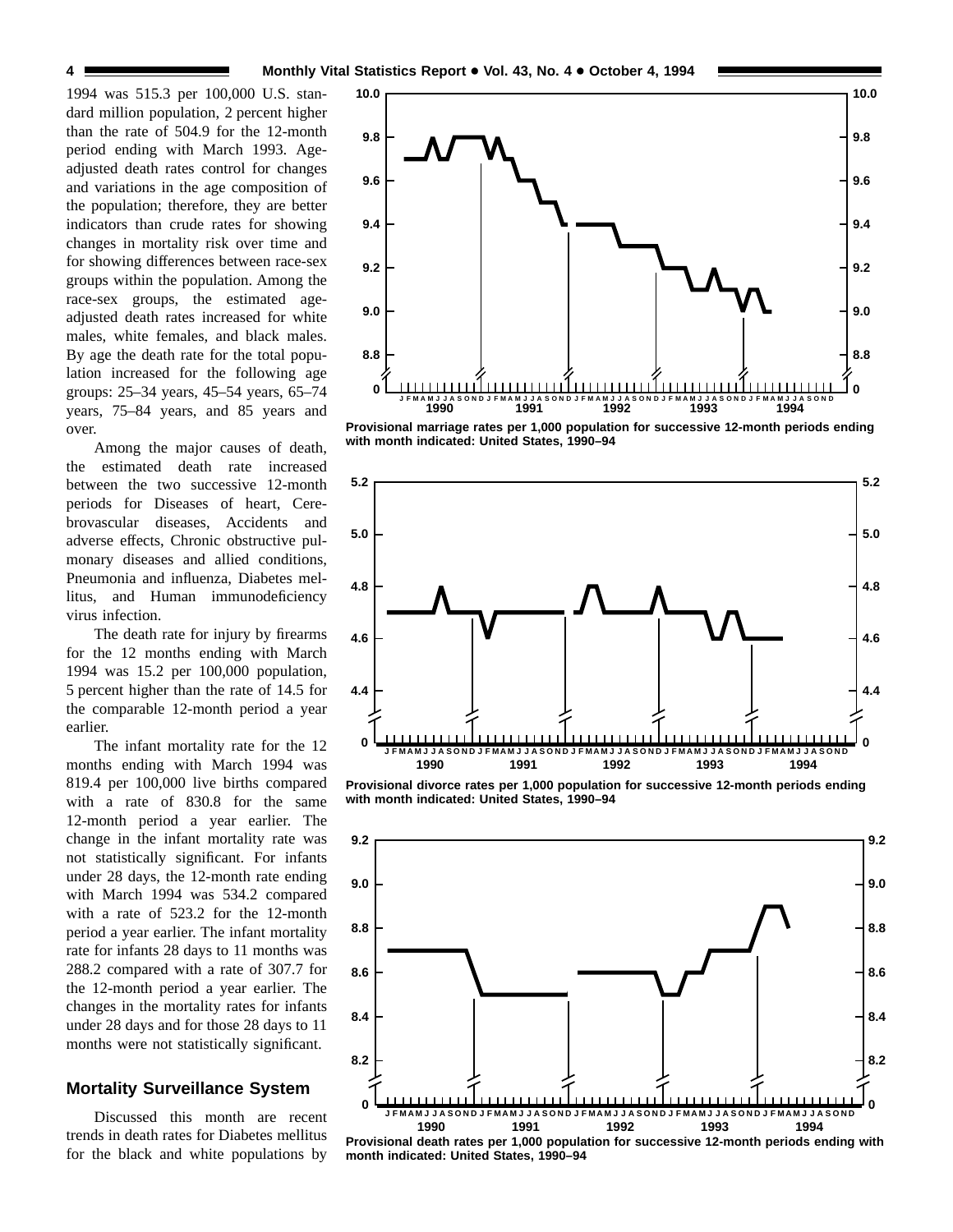1994 was 515.3 per 100,000 U.S. standard million population, 2 percent higher than the rate of 504.9 for the 12-month period ending with March 1993. Age-adjusted death rates control for changes and variations in the age composition of the population; therefore, they are better indicators than crude rates for showing changes in mortality risk over time and for showing differences between race-sex groups within the population. Among the race-sex groups, the estimated age-adjusted death rates increased for white males, white females, and black males. By age the death rate for the total population increased for the following age groups: 25–34 years, 45–54 years, 65–74 years, 75–84 years, and 85 years and over.

Among the major causes of death, the estimated death rate increased between the two successive 12-month periods for Diseases of heart, Cerebrovascular diseases, Accidents and adverse effects, Chronic obstructive pulmonary diseases and allied conditions, Pneumonia and influenza, Diabetes mellitus, and Human immunodeficiency virus infection.

The death rate for injury by firearms for the 12 months ending with March 1994 was 15.2 per 100,000 population, 5 percent higher than the rate of 14.5 for the comparable 12-month period a year earlier.

The infant mortality rate for the 12 months ending with March 1994 was 819.4 per 100,000 live births compared with a rate of 830.8 for the same 12-month period a year earlier. The change in the infant mortality rate was not statistically significant. For infants under 28 days, the 12-month rate ending with March 1994 was 534.2 compared with a rate of 523.2 for the 12-month period a year earlier. The infant mortality rate for infants 28 days to 11 months was 288.2 compared with a rate of 307.7 for the 12-month period a year earlier. The changes in the mortality rates for infants under 28 days and for those 28 days to 11 months were not statistically significant.

## Mortality Surveillance System

Discussed this month are recent trends in death rates for Diabetes mellitus for the black and white populations by

Provisional marriage rates per 1,000 population for successive 12-month periods ending with month indicated: United States, 1990–94

Provisional divorce rates per 1,000 population for successive 12-month periods ending with month indicated: United States, 1990–94

Provisional death rates per 1,000 population for successive 12-month periods ending with month indicated: United States, 1990–94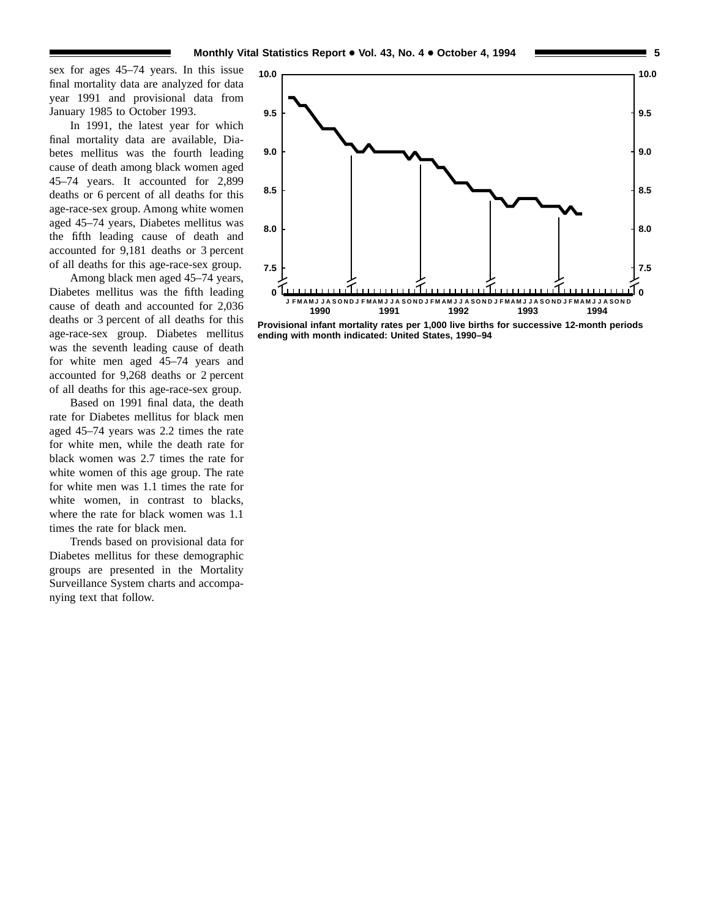sex for ages 45–74 years. In this issue final mortality data are analyzed for data year 1991 and provisional data from January 1985 to October 1993.

In 1991, the latest year for which final mortality data are available, Diabetes mellitus was the fourth leading cause of death among black women aged 45–74 years. It accounted for 2,899 deaths or 6 percent of all deaths for this age-race-sex group. Among white women aged 45–74 years, Diabetes mellitus was the fifth leading cause of death and accounted for 9,181 deaths or 3 percent of all deaths for this age-race-sex group.

Among black men aged 45–74 years, Diabetes mellitus was the fifth leading cause of death and accounted for 2,036 deaths or 3 percent of all deaths for this age-race-sex group. Diabetes mellitus was the seventh leading cause of death for white men aged 45–74 years and accounted for 9,268 deaths or 2 percent of all deaths for this age-race-sex group.

Based on 1991 final data, the death rate for Diabetes mellitus for black men aged 45–74 years was 2.2 times the rate for white men, while the death rate for black women was 2.7 times the rate for white women of this age group. The rate for white men was 1.1 times the rate for white women, in contrast to blacks, where the rate for black women was 1.1 times the rate for black men.

Trends based on provisional data for Diabetes mellitus for these demographic groups are presented in the Mortality Surveillance System charts and accompanying text that follow.

**Provisional infant mortality rates per 1,000 live births for successive 12-month periods ending with month indicated: United States, 1990–94**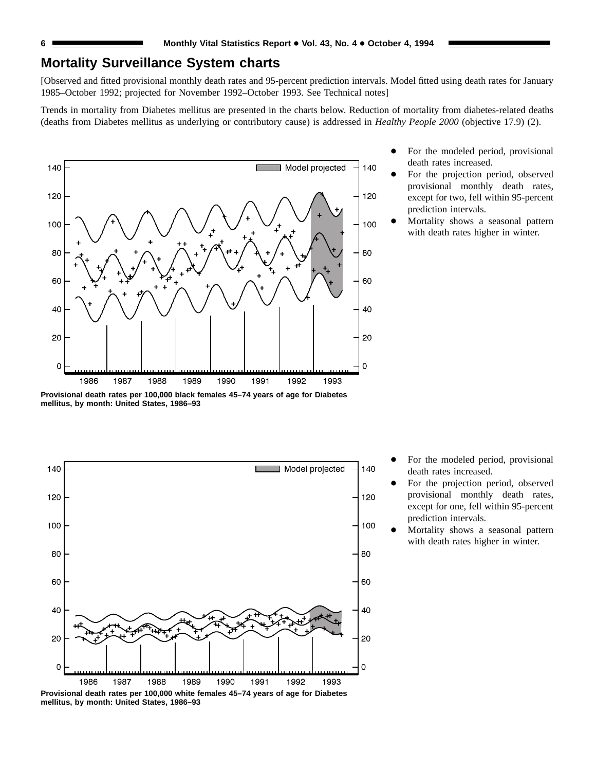## Mortality Surveillance System charts

[Observed and fitted provisional monthly death rates and 95-percent prediction intervals. Model fitted using death rates for January 1985–October 1992; projected for November 1992–October 1993. See Technical notes]

Trends in mortality from Diabetes mellitus are presented in the charts below. Reduction of mortality from diabetes-related deaths (deaths from Diabetes mellitus as underlying or contributory cause) is addressed in *Healthy People 2000* (objective 17.9) (2).

**Provisional death rates per 100,000 black females 45–74 years of age for Diabetes mellitus, by month: United States, 1986–93**

- For the modeled period, provisional death rates increased.
- For the projection period, observed provisional monthly death rates, except for two, fell within 95-percent prediction intervals.
- Mortality shows a seasonal pattern with death rates higher in winter.

**Provisional death rates per 100,000 white females 45–74 years of age for Diabetes mellitus, by month: United States, 1986–93**

- For the modeled period, provisional death rates increased.
- For the projection period, observed provisional monthly death rates, except for one, fell within 95-percent prediction intervals.
- Mortality shows a seasonal pattern with death rates higher in winter.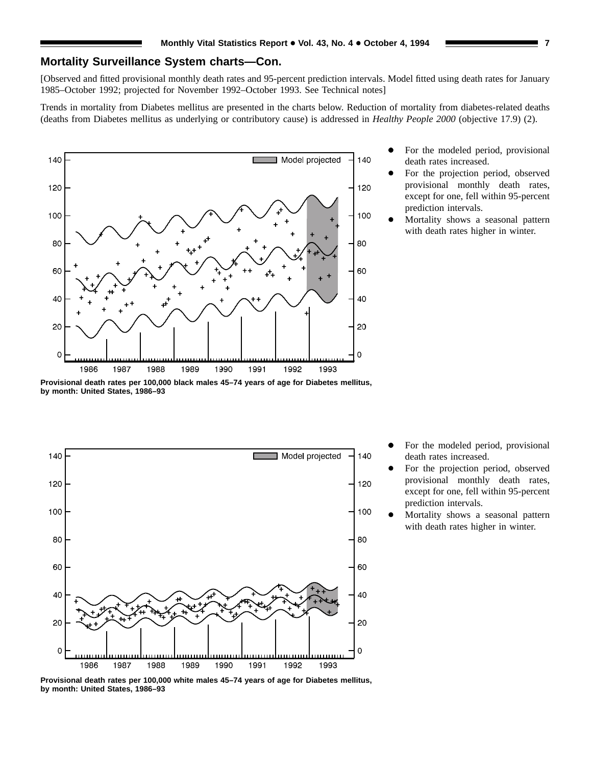## Mortality Surveillance System charts—Con.

[Observed and fitted provisional monthly death rates and 95-percent prediction intervals. Model fitted using death rates for January 1985–October 1992; projected for November 1992–October 1993. See Technical notes]

Trends in mortality from Diabetes mellitus are presented in the charts below. Reduction of mortality from diabetes-related deaths (deaths from Diabetes mellitus as underlying or contributory cause) is addressed in *Healthy People 2000* (objective 17.9) (2).

- For the modeled period, provisional death rates increased.
- For the projection period, observed provisional monthly death rates, except for one, fell within 95-percent prediction intervals.
- Mortality shows a seasonal pattern with death rates higher in winter.

**Provisional death rates per 100,000 black males 45–74 years of age for Diabetes mellitus, by month: United States, 1986–93**

- For the modeled period, provisional death rates increased.
- For the projection period, observed provisional monthly death rates, except for one, fell within 95-percent prediction intervals.
- Mortality shows a seasonal pattern with death rates higher in winter.

**Provisional death rates per 100,000 white males 45–74 years of age for Diabetes mellitus, by month: United States, 1986–93**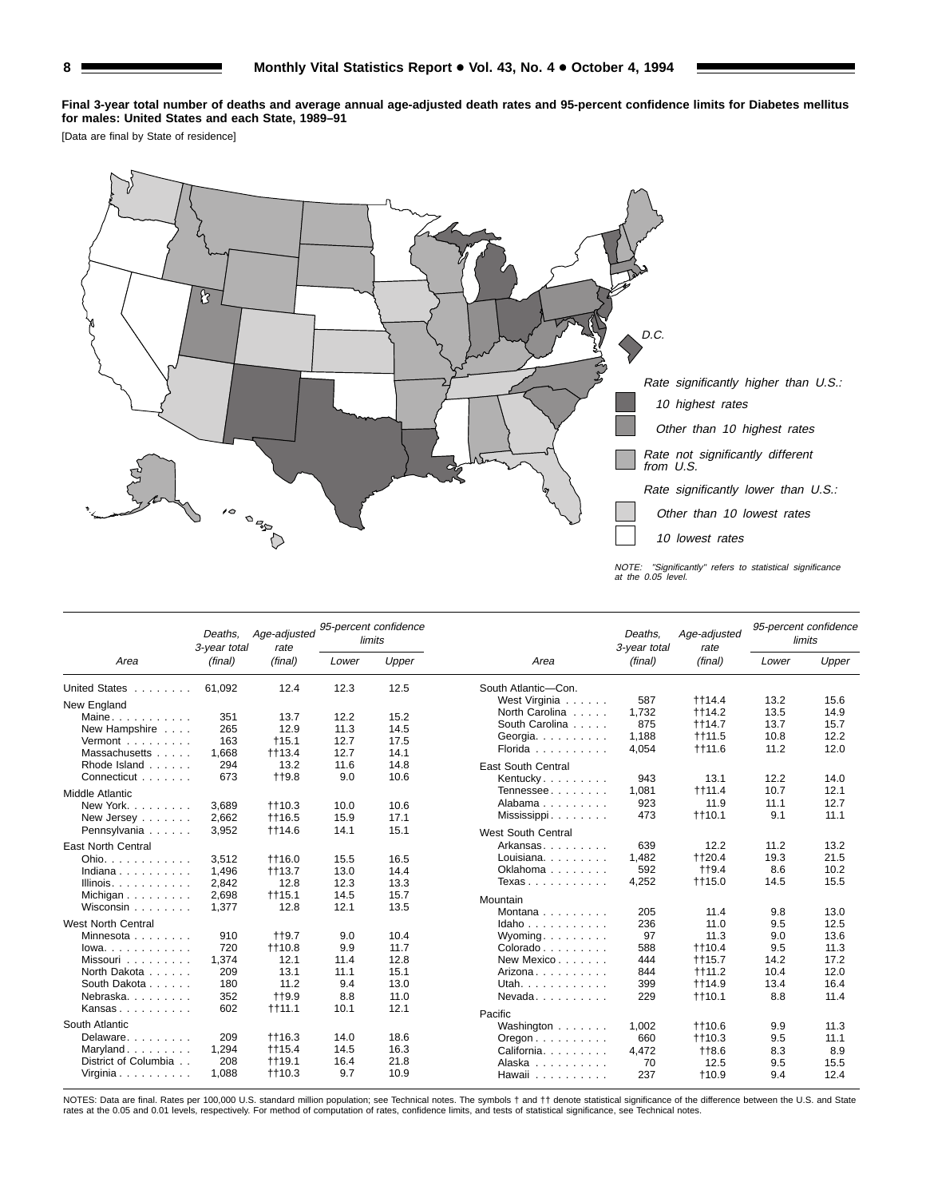**Final 3-year total number of deaths and average annual age-adjusted death rates and 95-percent confidence limits for Diabetes mellitus for males: United States and each State, 1989–91**

[Data are final by State of residence]

Rate significantly higher than U.S.:
- 10 highest rates
- Other than 10 highest rates

Rate not significantly different from U.S.

Rate significantly lower than U.S.:
- Other than 10 lowest rates
- 10 lowest rates

NOTE: "Significantly" refers to statistical significance at the 0.05 level.

| Area | Deaths, 3-year total (final) | Age-adjusted rate (final) | 95-percent confidence limits Lower | Upper |
|---|---|---|---|---|
| United States | 61,092 | 12.4 | 12.3 | 12.5 |
| **New England** | | | | |
| Maine | 351 | 13.7 | 12.2 | 15.2 |
| New Hampshire | 265 | 12.9 | 11.3 | 14.5 |
| Vermont | 163 | †15.1 | 12.7 | 17.5 |
| Massachusetts | 1,668 | ††13.4 | 12.7 | 14.1 |
| Rhode Island | 294 | 13.2 | 11.6 | 14.8 |
| Connecticut | 673 | ††9.8 | 9.0 | 10.6 |
| **Middle Atlantic** | | | | |
| New York | 3,689 | ††10.3 | 10.0 | 10.6 |
| New Jersey | 2,662 | ††16.5 | 15.9 | 17.1 |
| Pennsylvania | 3,952 | ††14.6 | 14.1 | 15.1 |
| **East North Central** | | | | |
| Ohio | 3,512 | ††16.0 | 15.5 | 16.5 |
| Indiana | 1,496 | ††13.7 | 13.0 | 14.4 |
| Illinois | 2,842 | 12.8 | 12.3 | 13.3 |
| Michigan | 2,698 | ††15.1 | 14.5 | 15.7 |
| Wisconsin | 1,377 | 12.8 | 12.1 | 13.5 |
| **West North Central** | | | | |
| Minnesota | 910 | ††9.7 | 9.0 | 10.4 |
| Iowa | 720 | ††10.8 | 9.9 | 11.7 |
| Missouri | 1,374 | 12.1 | 11.4 | 12.8 |
| North Dakota | 209 | 13.1 | 11.1 | 15.1 |
| South Dakota | 180 | 11.2 | 9.4 | 13.0 |
| Nebraska | 352 | ††9.9 | 8.8 | 11.0 |
| Kansas | 602 | ††11.1 | 10.1 | 12.1 |
| **South Atlantic** | | | | |
| Delaware | 209 | ††16.3 | 14.0 | 18.6 |
| Maryland | 1,294 | ††15.4 | 14.5 | 16.3 |
| District of Columbia | 208 | ††19.1 | 16.4 | 21.8 |
| Virginia | 1,088 | ††10.3 | 9.7 | 10.9 |
| **South Atlantic—Con.** | | | | |
| West Virginia | 587 | ††14.4 | 13.2 | 15.6 |
| North Carolina | 1,732 | ††14.2 | 13.5 | 14.9 |
| South Carolina | 875 | ††14.7 | 13.7 | 15.7 |
| Georgia | 1,188 | ††11.5 | 10.8 | 12.2 |
| Florida | 4,054 | ††11.6 | 11.2 | 12.0 |
| **East South Central** | | | | |
| Kentucky | 943 | 13.1 | 12.2 | 14.0 |
| Tennessee | 1,081 | ††11.4 | 10.7 | 12.1 |
| Alabama | 923 | 11.9 | 11.1 | 12.7 |
| Mississippi | 473 | ††10.1 | 9.1 | 11.1 |
| **West South Central** | | | | |
| Arkansas | 639 | 12.2 | 11.2 | 13.2 |
| Louisiana | 1,482 | ††20.4 | 19.3 | 21.5 |
| Oklahoma | 592 | ††9.4 | 8.6 | 10.2 |
| Texas | 4,252 | ††15.0 | 14.5 | 15.5 |
| **Mountain** | | | | |
| Montana | 205 | 11.4 | 9.8 | 13.0 |
| Idaho | 236 | 11.0 | 9.5 | 12.5 |
| Wyoming | 97 | 11.3 | 9.0 | 13.6 |
| Colorado | 588 | ††10.4 | 9.5 | 11.3 |
| New Mexico | 444 | ††15.7 | 14.2 | 17.2 |
| Arizona | 844 | ††11.2 | 10.4 | 12.0 |
| Utah | 399 | ††14.9 | 13.4 | 16.4 |
| Nevada | 229 | ††10.1 | 8.8 | 11.4 |
| **Pacific** | | | | |
| Washington | 1,002 | ††10.6 | 9.9 | 11.3 |
| Oregon | 660 | ††10.3 | 9.5 | 11.1 |
| California | 4,472 | ††8.6 | 8.3 | 8.9 |
| Alaska | 70 | 12.5 | 9.5 | 15.5 |
| Hawaii | 237 | †10.9 | 9.4 | 12.4 |

NOTES: Data are final. Rates per 100,000 U.S. standard million population; see Technical notes. The symbols † and †† denote statistical significance of the difference between the U.S. and State rates at the 0.05 and 0.01 levels, respectively. For method of computation of rates, confidence limits, and tests of statistical significance, see Technical notes.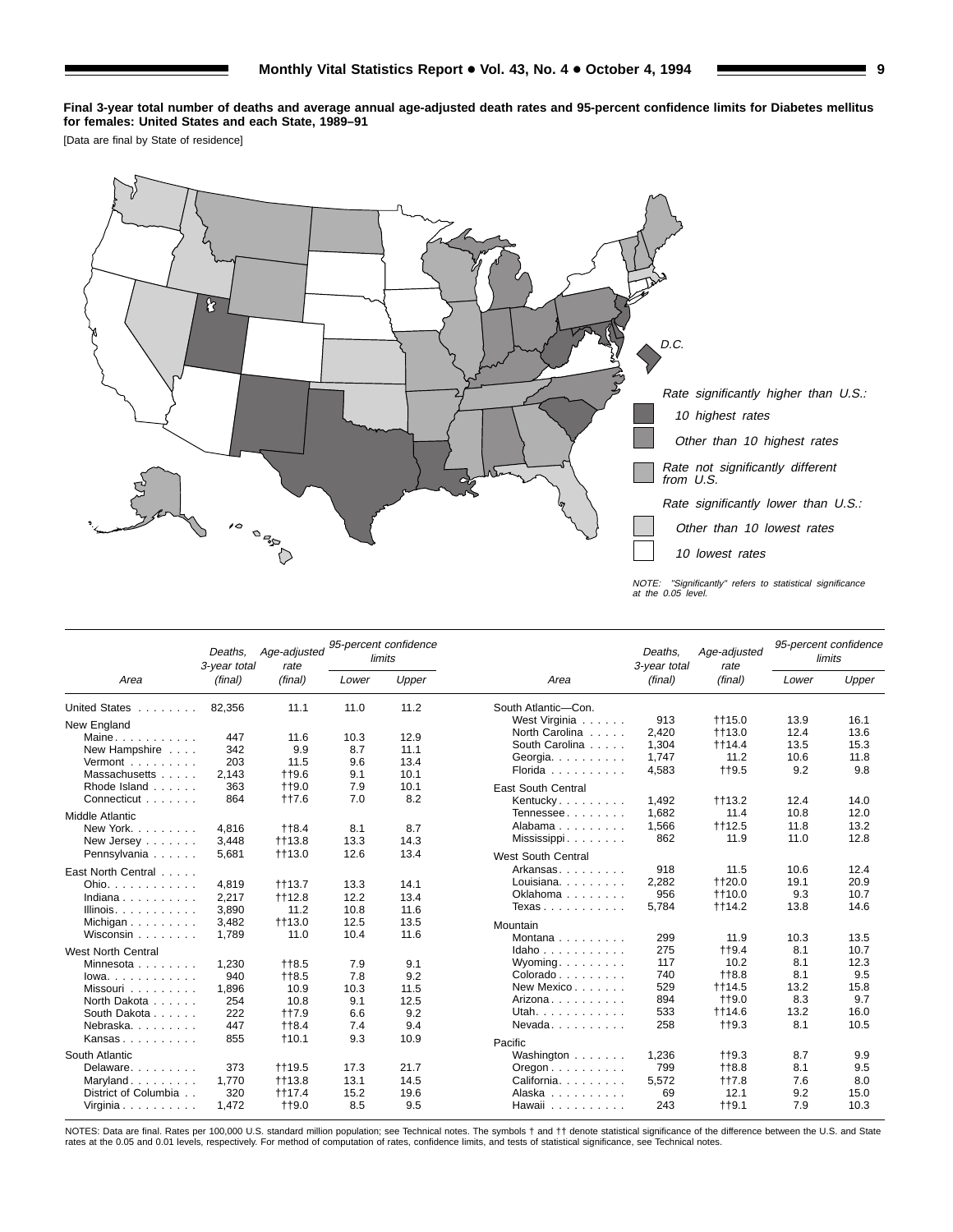**Final 3-year total number of deaths and average annual age-adjusted death rates and 95-percent confidence limits for Diabetes mellitus for females: United States and each State, 1989–91**

[Data are final by State of residence]

Rate significantly higher than U.S.:

- 10 highest rates
- Other than 10 highest rates

Rate not significantly different from U.S.

Rate significantly lower than U.S.:

- Other than 10 lowest rates
- 10 lowest rates

NOTE: "Significantly" refers to statistical significance at the 0.05 level.

| Area | Deaths, 3-year total (final) | Age-adjusted rate (final) | 95-percent confidence limits Lower | Upper |
|---|---|---|---|---|
| United States | 82,356 | 11.1 | 11.0 | 11.2 |
| New England | | | | |
| Maine | 447 | 11.6 | 10.3 | 12.9 |
| New Hampshire | 342 | 9.9 | 8.7 | 11.1 |
| Vermont | 203 | 11.5 | 9.6 | 13.4 |
| Massachusetts | 2,143 | ††9.6 | 9.1 | 10.1 |
| Rhode Island | 363 | ††9.0 | 7.9 | 10.1 |
| Connecticut | 864 | ††7.6 | 7.0 | 8.2 |
| Middle Atlantic | | | | |
| New York | 4,816 | ††8.4 | 8.1 | 8.7 |
| New Jersey | 3,448 | ††13.8 | 13.3 | 14.3 |
| Pennsylvania | 5,681 | ††13.0 | 12.6 | 13.4 |
| East North Central | | | | |
| Ohio | 4,819 | ††13.7 | 13.3 | 14.1 |
| Indiana | 2,217 | ††12.8 | 12.2 | 13.4 |
| Illinois | 3,890 | 11.2 | 10.8 | 11.6 |
| Michigan | 3,482 | ††13.0 | 12.5 | 13.5 |
| Wisconsin | 1,789 | 11.0 | 10.4 | 11.6 |
| West North Central | | | | |
| Minnesota | 1,230 | ††8.5 | 7.9 | 9.1 |
| Iowa | 940 | ††8.5 | 7.8 | 9.2 |
| Missouri | 1,896 | 10.9 | 10.3 | 11.5 |
| North Dakota | 254 | 10.8 | 9.1 | 12.5 |
| South Dakota | 222 | ††7.9 | 6.6 | 9.2 |
| Nebraska | 447 | ††8.4 | 7.4 | 9.4 |
| Kansas | 855 | †10.1 | 9.3 | 10.9 |
| South Atlantic | | | | |
| Delaware | 373 | ††19.5 | 17.3 | 21.7 |
| Maryland | 1,770 | ††13.8 | 13.1 | 14.5 |
| District of Columbia | 320 | ††17.4 | 15.2 | 19.6 |
| Virginia | 1,472 | ††9.0 | 8.5 | 9.5 |
| South Atlantic—Con. | | | | |
| West Virginia | 913 | ††15.0 | 13.9 | 16.1 |
| North Carolina | 2,420 | ††13.0 | 12.4 | 13.6 |
| South Carolina | 1,304 | ††14.4 | 13.5 | 15.3 |
| Georgia | 1,747 | 11.2 | 10.6 | 11.8 |
| Florida | 4,583 | ††9.5 | 9.2 | 9.8 |
| East South Central | | | | |
| Kentucky | 1,492 | ††13.2 | 12.4 | 14.0 |
| Tennessee | 1,682 | 11.4 | 10.8 | 12.0 |
| Alabama | 1,566 | ††12.5 | 11.8 | 13.2 |
| Mississippi | 862 | 11.9 | 11.0 | 12.8 |
| West South Central | | | | |
| Arkansas | 918 | 11.5 | 10.6 | 12.4 |
| Louisiana | 2,282 | ††20.0 | 19.1 | 20.9 |
| Oklahoma | 956 | ††10.0 | 9.3 | 10.7 |
| Texas | 5,784 | ††14.2 | 13.8 | 14.6 |
| Mountain | | | | |
| Montana | 299 | 11.9 | 10.3 | 13.5 |
| Idaho | 275 | ††9.4 | 8.1 | 10.7 |
| Wyoming | 117 | 10.2 | 8.1 | 12.3 |
| Colorado | 740 | ††8.8 | 8.1 | 9.5 |
| New Mexico | 529 | ††14.5 | 13.2 | 15.8 |
| Arizona | 894 | ††9.0 | 8.3 | 9.7 |
| Utah | 533 | ††14.6 | 13.2 | 16.0 |
| Nevada | 258 | ††9.3 | 8.1 | 10.5 |
| Pacific | | | | |
| Washington | 1,236 | ††9.3 | 8.7 | 9.9 |
| Oregon | 799 | ††8.8 | 8.1 | 9.5 |
| California | 5,572 | ††7.8 | 7.6 | 8.0 |
| Alaska | 69 | 12.1 | 9.2 | 15.0 |
| Hawaii | 243 | ††9.1 | 7.9 | 10.3 |

NOTES: Data are final. Rates per 100,000 U.S. standard million population; see Technical notes. The symbols † and †† denote statistical significance of the difference between the U.S. and State rates at the 0.05 and 0.01 levels, respectively. For method of computation of rates, confidence limits, and tests of statistical significance, see Technical notes.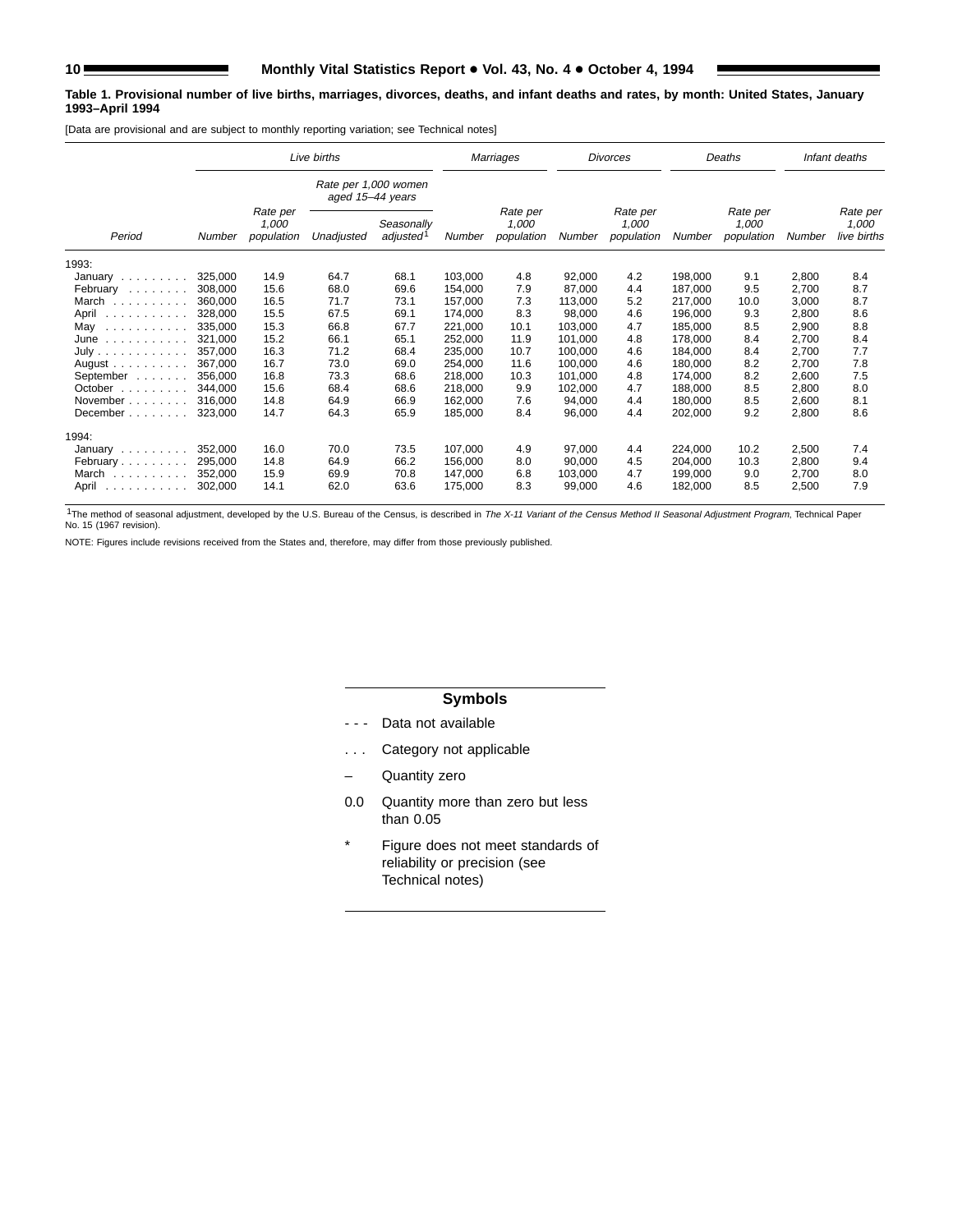**Table 1. Provisional number of live births, marriages, divorces, deaths, and infant deaths and rates, by month: United States, January 1993–April 1994**

[Data are provisional and are subject to monthly reporting variation; see Technical notes]

| Period | Live births | | | | Marriages | | Divorces | | Deaths | | Infant deaths | |
|---|---|---|---|---|---|---|---|---|---|---|---|---|
| | | | Rate per 1,000 women aged 15–44 years | | | | | | | | | |
| | Number | Rate per 1,000 population | Unadjusted | Seasonally adjusted[1] | Number | Rate per 1,000 population | Number | Rate per 1,000 population | Number | Rate per 1,000 population | Number | Rate per 1,000 live births |
| 1993: | | | | | | | | | | | | |
| January | 325,000 | 14.9 | 64.7 | 68.1 | 103,000 | 4.8 | 92,000 | 4.2 | 198,000 | 9.1 | 2,800 | 8.4 |
| February | 308,000 | 15.6 | 68.0 | 69.6 | 154,000 | 7.9 | 87,000 | 4.4 | 187,000 | 9.5 | 2,700 | 8.7 |
| March | 360,000 | 16.5 | 71.7 | 73.1 | 157,000 | 7.3 | 113,000 | 5.2 | 217,000 | 10.0 | 3,000 | 8.7 |
| April | 328,000 | 15.5 | 67.5 | 69.1 | 174,000 | 8.3 | 98,000 | 4.6 | 196,000 | 9.3 | 2,800 | 8.6 |
| May | 335,000 | 15.3 | 66.8 | 67.7 | 221,000 | 10.1 | 103,000 | 4.7 | 185,000 | 8.5 | 2,900 | 8.8 |
| June | 321,000 | 15.2 | 66.1 | 65.1 | 252,000 | 11.9 | 101,000 | 4.8 | 178,000 | 8.4 | 2,700 | 8.4 |
| July | 357,000 | 16.3 | 71.2 | 68.4 | 235,000 | 10.7 | 100,000 | 4.6 | 184,000 | 8.4 | 2,700 | 7.7 |
| August | 367,000 | 16.7 | 73.0 | 69.0 | 254,000 | 11.6 | 100,000 | 4.6 | 180,000 | 8.2 | 2,700 | 7.8 |
| September | 356,000 | 16.8 | 73.3 | 68.6 | 218,000 | 10.3 | 101,000 | 4.8 | 174,000 | 8.2 | 2,600 | 7.5 |
| October | 344,000 | 15.6 | 68.4 | 68.6 | 218,000 | 9.9 | 102,000 | 4.7 | 188,000 | 8.5 | 2,800 | 8.0 |
| November | 316,000 | 14.8 | 64.9 | 66.9 | 162,000 | 7.6 | 94,000 | 4.4 | 180,000 | 8.5 | 2,600 | 8.1 |
| December | 323,000 | 14.7 | 64.3 | 65.9 | 185,000 | 8.4 | 96,000 | 4.4 | 202,000 | 9.2 | 2,800 | 8.6 |
| 1994: | | | | | | | | | | | | |
| January | 352,000 | 16.0 | 70.0 | 73.5 | 107,000 | 4.9 | 97,000 | 4.4 | 224,000 | 10.2 | 2,500 | 7.4 |
| February | 295,000 | 14.8 | 64.9 | 66.2 | 156,000 | 8.0 | 90,000 | 4.5 | 204,000 | 10.3 | 2,800 | 9.4 |
| March | 352,000 | 15.9 | 69.9 | 70.8 | 147,000 | 6.8 | 103,000 | 4.7 | 199,000 | 9.0 | 2,700 | 8.0 |
| April | 302,000 | 14.1 | 62.0 | 63.6 | 175,000 | 8.3 | 99,000 | 4.6 | 182,000 | 8.5 | 2,500 | 7.9 |

[1]The method of seasonal adjustment, developed by the U.S. Bureau of the Census, is described in *The X-11 Variant of the Census Method II Seasonal Adjustment Program*, Technical Paper No. 15 (1967 revision).

NOTE: Figures include revisions received from the States and, therefore, may differ from those previously published.

**Symbols**

- \- - - Data not available
- . . . Category not applicable
- – Quantity zero
- 0.0 Quantity more than zero but less than 0.05
- \* Figure does not meet standards of reliability or precision (see Technical notes)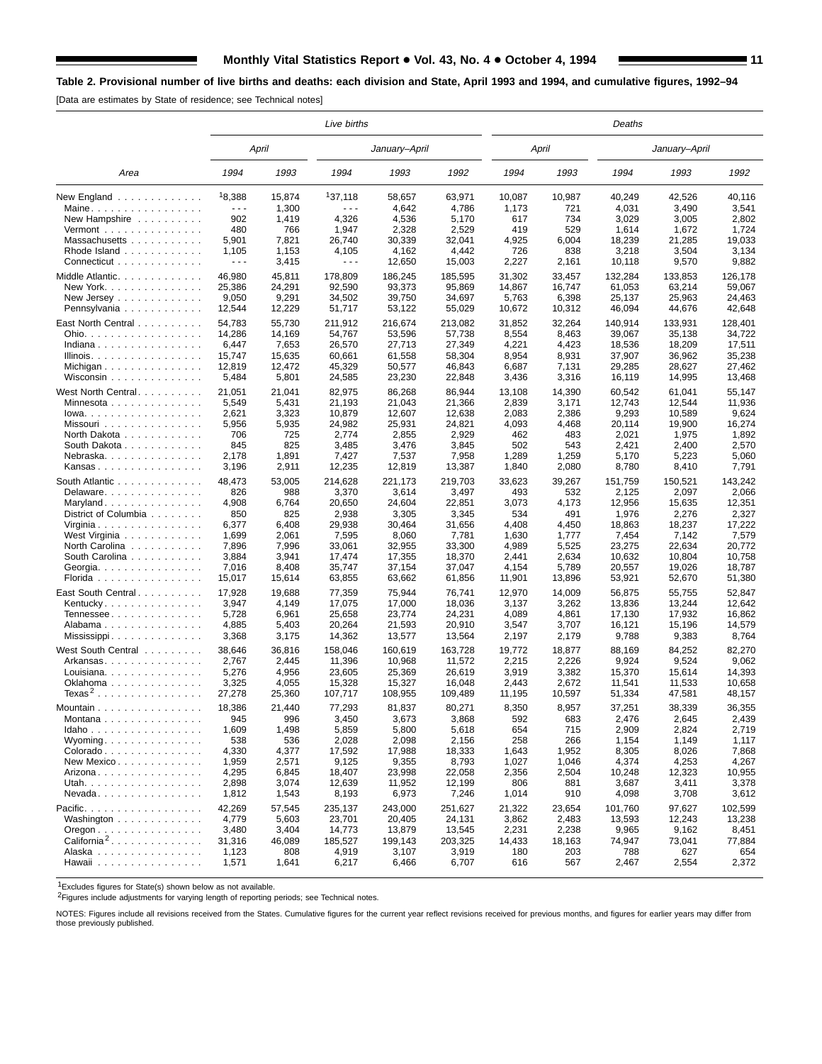**Table 2. Provisional number of live births and deaths: each division and State, April 1993 and 1994, and cumulative figures, 1992–94**

[Data are estimates by State of residence; see Technical notes]

| Area | Live births | | | | | Deaths | | | | |
|---|---|---|---|---|---|---|---|---|---|---|
| | April | | January–April | | | April | | January–April | | |
| | 1994 | 1993 | 1994 | 1993 | 1992 | 1994 | 1993 | 1994 | 1993 | 1992 |
| New England | [1]8,388 | 15,874 | [1]37,118 | 58,657 | 63,971 | 10,087 | 10,987 | 40,249 | 42,526 | 40,116 |
| Maine | - - - | 1,300 | - - - | 4,642 | 4,786 | 1,173 | 721 | 4,031 | 3,490 | 3,541 |
| New Hampshire | 902 | 1,419 | 4,326 | 4,536 | 5,170 | 617 | 734 | 3,029 | 3,005 | 2,802 |
| Vermont | 480 | 766 | 1,947 | 2,328 | 2,529 | 419 | 529 | 1,614 | 1,672 | 1,724 |
| Massachusetts | 5,901 | 7,821 | 26,740 | 30,339 | 32,041 | 4,925 | 6,004 | 18,239 | 21,285 | 19,033 |
| Rhode Island | 1,105 | 1,153 | 4,105 | 4,162 | 4,442 | 726 | 838 | 3,218 | 3,504 | 3,134 |
| Connecticut | - - - | 3,415 | - - - | 12,650 | 15,003 | 2,227 | 2,161 | 10,118 | 9,570 | 9,882 |
| Middle Atlantic | 46,980 | 45,811 | 178,809 | 186,245 | 185,595 | 31,302 | 33,457 | 132,284 | 133,853 | 126,178 |
| New York | 25,386 | 24,291 | 92,590 | 93,373 | 95,869 | 14,867 | 16,747 | 61,053 | 63,214 | 59,067 |
| New Jersey | 9,050 | 9,291 | 34,502 | 39,750 | 34,697 | 5,763 | 6,398 | 25,137 | 25,963 | 24,463 |
| Pennsylvania | 12,544 | 12,229 | 51,717 | 53,122 | 55,029 | 10,672 | 10,312 | 46,094 | 44,676 | 42,648 |
| East North Central | 54,783 | 55,730 | 211,912 | 216,674 | 213,082 | 31,852 | 32,264 | 140,914 | 133,931 | 128,401 |
| Ohio | 14,286 | 14,169 | 54,767 | 53,596 | 57,738 | 8,554 | 8,463 | 39,067 | 35,138 | 34,722 |
| Indiana | 6,447 | 7,653 | 26,570 | 27,713 | 27,349 | 4,221 | 4,423 | 18,536 | 18,209 | 17,511 |
| Illinois | 15,747 | 15,635 | 60,661 | 61,558 | 58,304 | 8,954 | 8,931 | 37,907 | 36,962 | 35,238 |
| Michigan | 12,819 | 12,472 | 45,329 | 50,577 | 46,843 | 6,687 | 7,131 | 29,285 | 28,627 | 27,462 |
| Wisconsin | 5,484 | 5,801 | 24,585 | 23,230 | 22,848 | 3,436 | 3,316 | 16,119 | 14,995 | 13,468 |
| West North Central | 21,051 | 21,041 | 82,975 | 86,268 | 86,944 | 13,108 | 14,390 | 60,542 | 61,041 | 55,147 |
| Minnesota | 5,549 | 5,431 | 21,193 | 21,043 | 21,366 | 2,839 | 3,171 | 12,743 | 12,544 | 11,936 |
| Iowa | 2,621 | 3,323 | 10,879 | 12,607 | 12,638 | 2,083 | 2,386 | 9,293 | 10,589 | 9,624 |
| Missouri | 5,956 | 5,935 | 24,982 | 25,931 | 24,821 | 4,093 | 4,468 | 20,114 | 19,900 | 16,274 |
| North Dakota | 706 | 725 | 2,774 | 2,855 | 2,929 | 462 | 483 | 2,021 | 1,975 | 1,892 |
| South Dakota | 845 | 825 | 3,485 | 3,476 | 3,845 | 502 | 543 | 2,421 | 2,400 | 2,570 |
| Nebraska | 2,178 | 1,891 | 7,427 | 7,537 | 7,958 | 1,289 | 1,259 | 5,170 | 5,223 | 5,060 |
| Kansas | 3,196 | 2,911 | 12,235 | 12,819 | 13,387 | 1,840 | 2,080 | 8,780 | 8,410 | 7,791 |
| South Atlantic | 48,473 | 53,005 | 214,628 | 221,173 | 219,703 | 33,623 | 39,267 | 151,759 | 150,521 | 143,242 |
| Delaware | 826 | 988 | 3,370 | 3,614 | 3,497 | 493 | 532 | 2,125 | 2,097 | 2,066 |
| Maryland | 4,908 | 6,764 | 20,650 | 24,604 | 22,851 | 3,073 | 4,173 | 12,956 | 15,635 | 12,351 |
| District of Columbia | 850 | 825 | 2,938 | 3,305 | 3,345 | 534 | 491 | 1,976 | 2,276 | 2,327 |
| Virginia | 6,377 | 6,408 | 29,938 | 30,464 | 31,656 | 4,408 | 4,450 | 18,863 | 18,237 | 17,222 |
| West Virginia | 1,699 | 2,061 | 7,595 | 8,060 | 7,781 | 1,630 | 1,777 | 7,454 | 7,142 | 7,579 |
| North Carolina | 7,896 | 7,996 | 33,061 | 32,955 | 33,300 | 4,989 | 5,525 | 23,275 | 22,634 | 20,772 |
| South Carolina | 3,884 | 3,941 | 17,474 | 17,355 | 18,370 | 2,441 | 2,634 | 10,632 | 10,804 | 10,758 |
| Georgia | 7,016 | 8,408 | 35,747 | 37,154 | 37,047 | 4,154 | 5,789 | 20,557 | 19,026 | 18,787 |
| Florida | 15,017 | 15,614 | 63,855 | 63,662 | 61,856 | 11,901 | 13,896 | 53,921 | 52,670 | 51,380 |
| East South Central | 17,928 | 19,688 | 77,359 | 75,944 | 76,741 | 12,970 | 14,009 | 56,875 | 55,755 | 52,847 |
| Kentucky | 3,947 | 4,149 | 17,075 | 17,000 | 18,036 | 3,137 | 3,262 | 13,836 | 13,244 | 12,642 |
| Tennessee | 5,728 | 6,961 | 25,658 | 23,774 | 24,231 | 4,089 | 4,861 | 17,130 | 17,932 | 16,862 |
| Alabama | 4,885 | 5,403 | 20,264 | 21,593 | 20,910 | 3,547 | 3,707 | 16,121 | 15,196 | 14,579 |
| Mississippi | 3,368 | 3,175 | 14,362 | 13,577 | 13,564 | 2,197 | 2,179 | 9,788 | 9,383 | 8,764 |
| West South Central | 38,646 | 36,816 | 158,046 | 160,619 | 163,728 | 19,772 | 18,877 | 88,169 | 84,252 | 82,270 |
| Arkansas | 2,767 | 2,445 | 11,396 | 10,968 | 11,572 | 2,215 | 2,226 | 9,924 | 9,524 | 9,062 |
| Louisiana | 5,276 | 4,956 | 23,605 | 25,369 | 26,619 | 3,919 | 3,382 | 15,370 | 15,614 | 14,393 |
| Oklahoma | 3,325 | 4,055 | 15,328 | 15,327 | 16,048 | 2,443 | 2,672 | 11,541 | 11,533 | 10,658 |
| Texas[2] | 27,278 | 25,360 | 107,717 | 108,955 | 109,489 | 11,195 | 10,597 | 51,334 | 47,581 | 48,157 |
| Mountain | 18,386 | 21,440 | 77,293 | 81,837 | 80,271 | 8,350 | 8,957 | 37,251 | 38,339 | 36,355 |
| Montana | 945 | 996 | 3,450 | 3,673 | 3,868 | 592 | 683 | 2,476 | 2,645 | 2,439 |
| Idaho | 1,609 | 1,498 | 5,859 | 5,800 | 5,618 | 654 | 715 | 2,909 | 2,824 | 2,719 |
| Wyoming | 538 | 536 | 2,028 | 2,098 | 2,156 | 258 | 266 | 1,154 | 1,149 | 1,117 |
| Colorado | 4,330 | 4,377 | 17,592 | 17,988 | 18,333 | 1,643 | 1,952 | 8,305 | 8,026 | 7,868 |
| New Mexico | 1,959 | 2,571 | 9,125 | 9,355 | 8,793 | 1,027 | 1,046 | 4,374 | 4,253 | 4,267 |
| Arizona | 4,295 | 6,845 | 18,407 | 23,998 | 22,058 | 2,356 | 2,504 | 10,248 | 12,323 | 10,955 |
| Utah | 2,898 | 3,074 | 12,639 | 11,952 | 12,199 | 806 | 881 | 3,687 | 3,411 | 3,378 |
| Nevada | 1,812 | 1,543 | 8,193 | 6,973 | 7,246 | 1,014 | 910 | 4,098 | 3,708 | 3,612 |
| Pacific | 42,269 | 57,545 | 235,137 | 243,000 | 251,627 | 21,322 | 23,654 | 101,760 | 97,627 | 102,599 |
| Washington | 4,779 | 5,603 | 23,701 | 20,405 | 24,131 | 3,862 | 2,483 | 13,593 | 12,243 | 13,238 |
| Oregon | 3,480 | 3,404 | 14,773 | 13,879 | 13,545 | 2,231 | 2,238 | 9,965 | 9,162 | 8,451 |
| California[2] | 31,316 | 46,089 | 185,527 | 199,143 | 203,325 | 14,433 | 18,163 | 74,947 | 73,041 | 77,884 |
| Alaska | 1,123 | 808 | 4,919 | 3,107 | 3,919 | 180 | 203 | 788 | 627 | 654 |
| Hawaii | 1,571 | 1,641 | 6,217 | 6,466 | 6,707 | 616 | 567 | 2,467 | 2,554 | 2,372 |

[1]Excludes figures for State(s) shown below as not available.

[2]Figures include adjustments for varying length of reporting periods; see Technical notes.

NOTES: Figures include all revisions received from the States. Cumulative figures for the current year reflect revisions received for previous months, and figures for earlier years may differ from those previously published.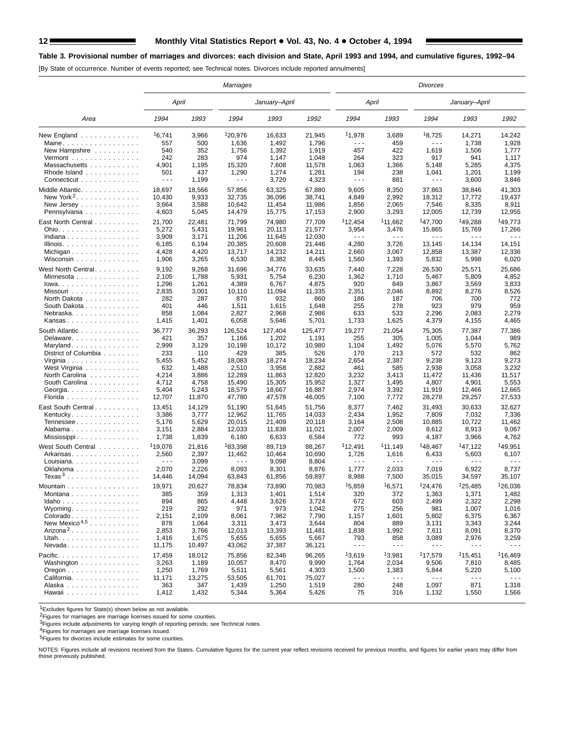**Table 3. Provisional number of marriages and divorces: each division and State, April 1993 and 1994, and cumulative figures, 1992–94**

[By State of occurrence. Number of events reported; see Technical notes. Divorces include reported annulments]

| Area | Marriages | | | | | Divorces | | | | |
|---|---|---|---|---|---|---|---|---|---|---|
| | April | | January–April | | | April | | January–April | | |
| | 1994 | 1993 | 1994 | 1993 | 1992 | 1994 | 1993 | 1994 | 1993 | 1992 |
| New England | [1]6,741 | 3,966 | [1]20,976 | 16,633 | 21,945 | [1]1,978 | 3,689 | [1]8,725 | 14,271 | 14,242 |
| Maine | 557 | 500 | 1,636 | 1,492 | 1,796 | - - - | 459 | - - - | 1,738 | 1,928 |
| New Hampshire | 540 | 352 | 1,756 | 1,392 | 1,919 | 457 | 422 | 1,619 | 1,506 | 1,777 |
| Vermont | 242 | 283 | 974 | 1,147 | 1,048 | 264 | 323 | 917 | 941 | 1,117 |
| Massachusetts | 4,901 | 1,195 | 15,320 | 7,608 | 11,578 | 1,063 | 1,366 | 5,148 | 5,285 | 4,375 |
| Rhode Island | 501 | 437 | 1,290 | 1,274 | 1,281 | 194 | 238 | 1,041 | 1,201 | 1,199 |
| Connecticut | - - - | 1,199 | - - - | 3,720 | 4,323 | - - - | 881 | - - - | 3,600 | 3,846 |
| Middle Atlantic | 18,697 | 18,566 | 57,856 | 63,325 | 67,880 | 9,605 | 8,350 | 37,863 | 38,846 | 41,303 |
| New York[2] | 10,430 | 9,933 | 32,735 | 36,096 | 38,741 | 4,849 | 2,992 | 18,312 | 17,772 | 19,437 |
| New Jersey | 3,664 | 3,588 | 10,642 | 11,454 | 11,986 | 1,856 | 2,065 | 7,546 | 8,335 | 8,911 |
| Pennsylvania | 4,603 | 5,045 | 14,479 | 15,775 | 17,153 | 2,900 | 3,293 | 12,005 | 12,739 | 12,955 |
| East North Central | 21,700 | 22,481 | 71,799 | 74,980 | 77,709 | [1]12,454 | [1]11,662 | [1]47,700 | [1]49,288 | [1]49,773 |
| Ohio | 5,272 | 5,431 | 19,961 | 20,113 | 21,577 | 3,954 | 3,476 | 15,865 | 15,769 | 17,266 |
| Indiana | 3,909 | 3,171 | 11,206 | 11,645 | 12,030 | - - - | - - - | - - - | - - - | - - - |
| Illinois | 6,185 | 6,194 | 20,385 | 20,608 | 21,446 | 4,280 | 3,726 | 13,145 | 14,134 | 14,151 |
| Michigan | 4,428 | 4,420 | 13,717 | 14,232 | 14,211 | 2,660 | 3,067 | 12,858 | 13,387 | 12,336 |
| Wisconsin | 1,906 | 3,265 | 6,530 | 8,382 | 8,445 | 1,560 | 1,393 | 5,832 | 5,998 | 6,020 |
| West North Central | 9,192 | 9,268 | 31,696 | 34,776 | 33,635 | 7,440 | 7,228 | 26,530 | 25,571 | 25,686 |
| Minnesota | 2,105 | 1,788 | 5,931 | 5,754 | 6,230 | 1,362 | 1,710 | 5,467 | 5,809 | 4,852 |
| Iowa | 1,296 | 1,261 | 4,389 | 6,767 | 4,875 | 920 | 849 | 3,867 | 3,569 | 3,833 |
| Missouri | 2,835 | 3,001 | 10,110 | 11,094 | 11,335 | 2,351 | 2,046 | 8,892 | 8,276 | 8,526 |
| North Dakota | 282 | 287 | 870 | 932 | 860 | 186 | 187 | 706 | 700 | 772 |
| South Dakota | 401 | 446 | 1,511 | 1,615 | 1,648 | 255 | 278 | 923 | 979 | 959 |
| Nebraska | 858 | 1,084 | 2,827 | 2,968 | 2,986 | 633 | 533 | 2,296 | 2,083 | 2,279 |
| Kansas | 1,415 | 1,401 | 6,058 | 5,646 | 5,701 | 1,733 | 1,625 | 4,379 | 4,155 | 4,465 |
| South Atlantic | 36,777 | 36,293 | 126,524 | 127,404 | 125,477 | 19,277 | 21,054 | 75,305 | 77,387 | 77,386 |
| Delaware | 421 | 357 | 1,166 | 1,202 | 1,191 | 255 | 305 | 1,005 | 1,044 | 989 |
| Maryland | 2,999 | 3,129 | 10,198 | 10,172 | 10,980 | 1,104 | 1,492 | 5,076 | 5,570 | 5,762 |
| District of Columbia | 233 | 110 | 429 | 385 | 526 | 170 | 213 | 572 | 532 | 862 |
| Virginia | 5,455 | 5,452 | 18,083 | 18,274 | 18,234 | 2,654 | 2,387 | 9,238 | 9,123 | 9,273 |
| West Virginia | 632 | 1,488 | 2,510 | 3,958 | 2,882 | 461 | 585 | 2,938 | 3,058 | 3,232 |
| North Carolina | 4,214 | 3,886 | 12,289 | 11,863 | 12,820 | 3,232 | 3,413 | 11,472 | 11,436 | 11,517 |
| South Carolina | 4,712 | 4,758 | 15,490 | 15,305 | 15,952 | 1,327 | 1,495 | 4,807 | 4,901 | 5,553 |
| Georgia | 5,404 | 5,243 | 18,579 | 18,667 | 16,887 | 2,974 | 3,392 | 11,919 | 12,466 | 12,665 |
| Florida | 12,707 | 11,870 | 47,780 | 47,578 | 46,005 | 7,100 | 7,772 | 28,278 | 29,257 | 27,533 |
| East South Central | 13,451 | 14,129 | 51,190 | 51,645 | 51,756 | 8,377 | 7,462 | 31,493 | 30,633 | 32,627 |
| Kentucky | 3,386 | 3,777 | 12,962 | 11,765 | 14,033 | 2,434 | 1,952 | 7,809 | 7,032 | 7,336 |
| Tennessee | 5,176 | 5,629 | 20,015 | 21,409 | 20,118 | 3,164 | 2,508 | 10,885 | 10,722 | 11,462 |
| Alabama | 3,151 | 2,884 | 12,033 | 11,838 | 11,021 | 2,007 | 2,009 | 8,612 | 8,913 | 9,067 |
| Mississippi | 1,738 | 1,839 | 6,180 | 6,633 | 6,584 | 772 | 993 | 4,187 | 3,966 | 4,762 |
| West South Central | [1]19,076 | 21,816 | [1]83,398 | 89,719 | 88,267 | [1]12,491 | [1]11,149 | [1]48,467 | [1]47,122 | [1]49,951 |
| Arkansas | 2,560 | 2,397 | 11,462 | 10,464 | 10,690 | 1,726 | 1,616 | 6,433 | 5,603 | 6,107 |
| Louisiana | - - - | 3,099 | - - - | 9,098 | 8,804 | - - - | - - - | - - - | - - - | - - - |
| Oklahoma | 2,070 | 2,226 | 8,093 | 8,301 | 8,876 | 1,777 | 2,033 | 7,019 | 6,922 | 8,737 |
| Texas[3] | 14,446 | 14,094 | 63,843 | 61,856 | 59,897 | 8,988 | 7,500 | 35,015 | 34,597 | 35,107 |
| Mountain | 19,971 | 20,627 | 78,834 | 73,890 | 70,983 | [1]5,859 | [1]6,571 | [1]24,476 | [1]25,485 | [1]26,036 |
| Montana | 385 | 359 | 1,313 | 1,401 | 1,514 | 320 | 372 | 1,363 | 1,371 | 1,482 |
| Idaho | 894 | 865 | 4,448 | 3,626 | 3,724 | 672 | 603 | 2,499 | 2,322 | 2,298 |
| Wyoming | 219 | 292 | 971 | 973 | 1,042 | 275 | 256 | 981 | 1,007 | 1,016 |
| Colorado | 2,151 | 2,109 | 8,061 | 7,982 | 7,790 | 1,157 | 1,601 | 5,802 | 6,375 | 6,367 |
| New Mexico[4,5] | 878 | 1,064 | 3,311 | 3,473 | 3,644 | 804 | 889 | 3,131 | 3,343 | 3,244 |
| Arizona[2] | 2,853 | 3,766 | 12,013 | 13,393 | 11,481 | 1,838 | 1,992 | 7,611 | 8,091 | 8,370 |
| Utah | 1,416 | 1,675 | 5,655 | 5,655 | 5,667 | 793 | 858 | 3,089 | 2,976 | 3,259 |
| Nevada | 11,175 | 10,497 | 43,062 | 37,387 | 36,121 | - - - | - - - | - - - | - - - | - - - |
| Pacific | 17,459 | 18,012 | 75,856 | 82,346 | 96,265 | [1]3,619 | [1]3,981 | [1]17,579 | [1]15,451 | [1]16,469 |
| Washington | 3,263 | 1,189 | 10,057 | 8,470 | 9,990 | 1,764 | 2,034 | 9,506 | 7,810 | 8,485 |
| Oregon | 1,250 | 1,769 | 5,511 | 5,561 | 4,303 | 1,500 | 1,383 | 5,844 | 5,220 | 5,100 |
| California | 11,171 | 13,275 | 53,505 | 61,701 | 75,027 | - - - | - - - | - - - | - - - | - - - |
| Alaska | 363 | 347 | 1,439 | 1,250 | 1,519 | 280 | 248 | 1,097 | 871 | 1,318 |
| Hawaii | 1,412 | 1,432 | 5,344 | 5,364 | 5,426 | 75 | 316 | 1,132 | 1,550 | 1,566 |

[1]Excludes figures for State(s) shown below as not available.

[2]Figures for marriages are marriage licenses issued for some counties.

[3]Figures include adjustments for varying length of reporting periods; see Technical notes.

[4]Figures for marriages are marriage licenses issued.

[5]Figures for divorces include estimates for some counties.

NOTES: Figures include all revisions received from the States. Cumulative figures for the current year reflect revisions received for previous months, and figures for earlier years may differ from those previously published.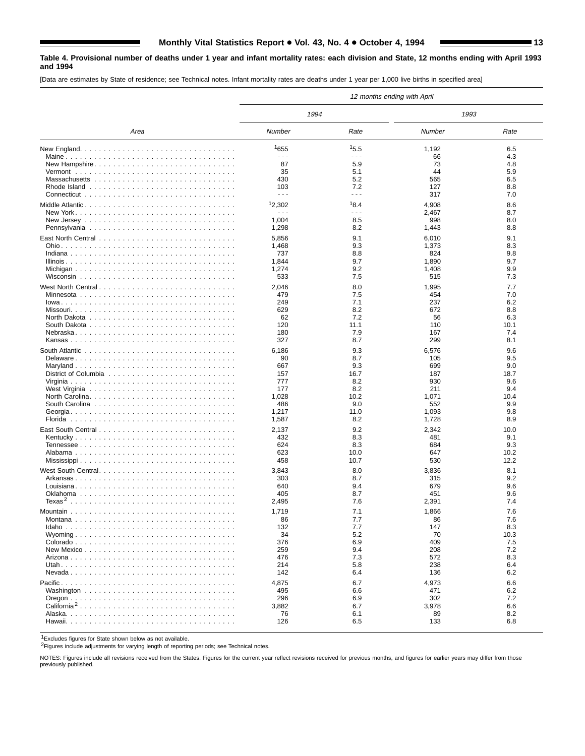**Table 4. Provisional number of deaths under 1 year and infant mortality rates: each division and State, 12 months ending with April 1993 and 1994**

[Data are estimates by State of residence; see Technical notes. Infant mortality rates are deaths under 1 year per 1,000 live births in specified area]

| Area | 12 months ending with April | | | |
|---|---|---|---|---|
| | 1994 | | 1993 | |
| | Number | Rate | Number | Rate |
| New England | [1]655 | [1]5.5 | 1,192 | 6.5 |
| Maine | - - - | - - - | 66 | 4.3 |
| New Hampshire | 87 | 5.9 | 73 | 4.8 |
| Vermont | 35 | 5.1 | 44 | 5.9 |
| Massachusetts | 430 | 5.2 | 565 | 6.5 |
| Rhode Island | 103 | 7.2 | 127 | 8.8 |
| Connecticut | - - - | - - - | 317 | 7.0 |
| Middle Atlantic | [1]2,302 | [1]8.4 | 4,908 | 8.6 |
| New York | - - - | - - - | 2,467 | 8.7 |
| New Jersey | 1,004 | 8.5 | 998 | 8.0 |
| Pennsylvania | 1,298 | 8.2 | 1,443 | 8.8 |
| East North Central | 5,856 | 9.1 | 6,010 | 9.1 |
| Ohio | 1,468 | 9.3 | 1,373 | 8.3 |
| Indiana | 737 | 8.8 | 824 | 9.8 |
| Illinois | 1,844 | 9.7 | 1,890 | 9.7 |
| Michigan | 1,274 | 9.2 | 1,408 | 9.9 |
| Wisconsin | 533 | 7.5 | 515 | 7.3 |
| West North Central | 2,046 | 8.0 | 1,995 | 7.7 |
| Minnesota | 479 | 7.5 | 454 | 7.0 |
| Iowa | 249 | 7.1 | 237 | 6.2 |
| Missouri | 629 | 8.2 | 672 | 8.8 |
| North Dakota | 62 | 7.2 | 56 | 6.3 |
| South Dakota | 120 | 11.1 | 110 | 10.1 |
| Nebraska | 180 | 7.9 | 167 | 7.4 |
| Kansas | 327 | 8.7 | 299 | 8.1 |
| South Atlantic | 6,186 | 9.3 | 6,576 | 9.6 |
| Delaware | 90 | 8.7 | 105 | 9.5 |
| Maryland | 667 | 9.3 | 699 | 9.0 |
| District of Columbia | 157 | 16.7 | 187 | 18.7 |
| Virginia | 777 | 8.2 | 930 | 9.6 |
| West Virginia | 177 | 8.2 | 211 | 9.4 |
| North Carolina | 1,028 | 10.2 | 1,071 | 10.4 |
| South Carolina | 486 | 9.0 | 552 | 9.9 |
| Georgia | 1,217 | 11.0 | 1,093 | 9.8 |
| Florida | 1,587 | 8.2 | 1,728 | 8.9 |
| East South Central | 2,137 | 9.2 | 2,342 | 10.0 |
| Kentucky | 432 | 8.3 | 481 | 9.1 |
| Tennessee | 624 | 8.3 | 684 | 9.3 |
| Alabama | 623 | 10.0 | 647 | 10.2 |
| Mississippi | 458 | 10.7 | 530 | 12.2 |
| West South Central | 3,843 | 8.0 | 3,836 | 8.1 |
| Arkansas | 303 | 8.7 | 315 | 9.2 |
| Louisiana | 640 | 9.4 | 679 | 9.6 |
| Oklahoma | 405 | 8.7 | 451 | 9.6 |
| Texas[2] | 2,495 | 7.6 | 2,391 | 7.4 |
| Mountain | 1,719 | 7.1 | 1,866 | 7.6 |
| Montana | 86 | 7.7 | 86 | 7.6 |
| Idaho | 132 | 7.7 | 147 | 8.3 |
| Wyoming | 34 | 5.2 | 70 | 10.3 |
| Colorado | 376 | 6.9 | 409 | 7.5 |
| New Mexico | 259 | 9.4 | 208 | 7.2 |
| Arizona | 476 | 7.3 | 572 | 8.3 |
| Utah | 214 | 5.8 | 238 | 6.4 |
| Nevada | 142 | 6.4 | 136 | 6.2 |
| Pacific | 4,875 | 6.7 | 4,973 | 6.6 |
| Washington | 495 | 6.6 | 471 | 6.2 |
| Oregon | 296 | 6.9 | 302 | 7.2 |
| California[2] | 3,882 | 6.7 | 3,978 | 6.6 |
| Alaska | 76 | 6.1 | 89 | 8.2 |
| Hawaii | 126 | 6.5 | 133 | 6.8 |

[1]Excludes figures for State shown below as not available.

[2]Figures include adjustments for varying length of reporting periods; see Technical notes.

NOTES: Figures include all revisions received from the States. Figures for the current year reflect revisions received for previous months, and figures for earlier years may differ from those previously published.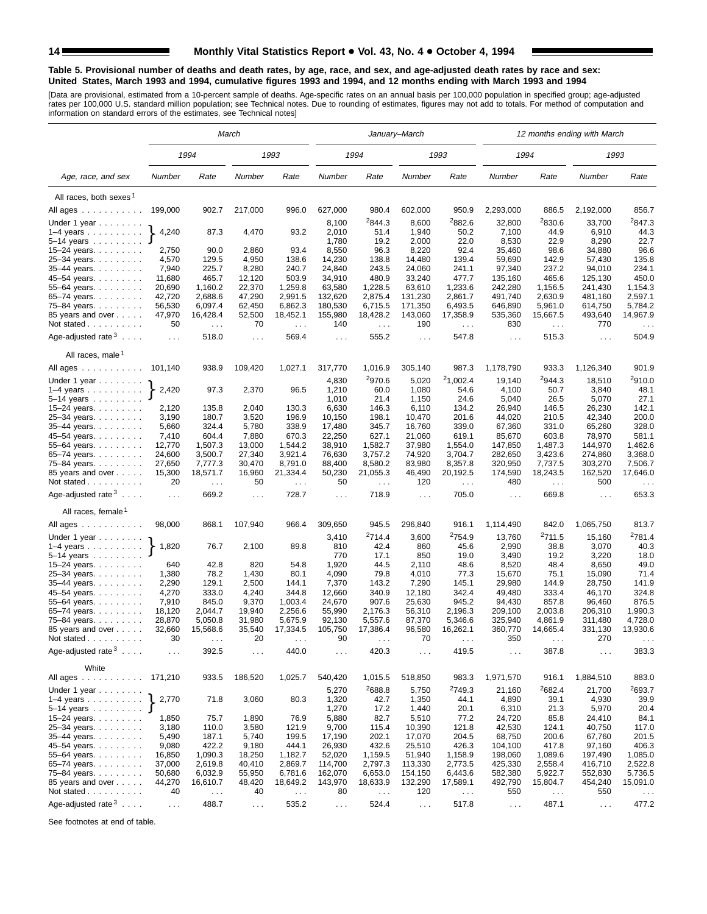**Table 5. Provisional number of deaths and death rates, by age, race, and sex, and age-adjusted death rates by race and sex: United States, March 1993 and 1994, cumulative figures 1993 and 1994, and 12 months ending with March 1993 and 1994**

[Data are provisional, estimated from a 10-percent sample of deaths. Age-specific rates on an annual basis per 100,000 population in specified group; age-adjusted rates per 100,000 U.S. standard million population; see Technical notes. Due to rounding of estimates, figures may not add to totals. For method of computation and information on standard errors of the estimates, see Technical notes]

| Age, race, and sex | March | | | | January–March | | | | 12 months ending with March | | | |
|---|---|---|---|---|---|---|---|---|---|---|---|---|
| | 1994 | | 1993 | | 1994 | | 1993 | | 1994 | | 1993 | |
| | Number | Rate | Number | Rate | Number | Rate | Number | Rate | Number | Rate | Number | Rate |
| **All races, both sexes[1]** | | | | | | | | | | | | |
| All ages | 199,000 | 902.7 | 217,000 | 996.0 | 627,000 | 980.4 | 602,000 | 950.9 | 2,293,000 | 886.5 | 2,192,000 | 856.7 |
| Under 1 year | | | | | 8,100 | [2]844.3 | 8,600 | [2]882.6 | 32,800 | [2]830.6 | 33,700 | [2]847.3 |
| 1–4 years | 4,240 | 87.3 | 4,470 | 93.2 | 2,010 | 51.4 | 1,940 | 50.2 | 7,100 | 44.9 | 6,910 | 44.3 |
| 5–14 years | | | | | 1,780 | 19.2 | 2,000 | 22.0 | 8,530 | 22.9 | 8,290 | 22.7 |
| 15–24 years | 2,750 | 90.0 | 2,860 | 93.4 | 8,550 | 96.3 | 8,220 | 92.4 | 35,460 | 98.6 | 34,880 | 96.6 |
| 25–34 years | 4,570 | 129.5 | 4,950 | 138.6 | 14,230 | 138.8 | 14,480 | 139.4 | 59,690 | 142.9 | 57,430 | 135.8 |
| 35–44 years | 7,940 | 225.7 | 8,280 | 240.7 | 24,840 | 243.5 | 24,060 | 241.1 | 97,340 | 237.2 | 94,010 | 234.1 |
| 45–54 years | 11,680 | 465.7 | 12,120 | 503.9 | 34,910 | 480.9 | 33,240 | 477.7 | 135,160 | 465.6 | 125,130 | 450.0 |
| 55–64 years | 20,690 | 1,160.2 | 22,370 | 1,259.8 | 63,580 | 1,228.5 | 63,610 | 1,233.6 | 242,280 | 1,156.5 | 241,430 | 1,154.3 |
| 65–74 years | 42,720 | 2,688.6 | 47,290 | 2,991.5 | 132,620 | 2,875.4 | 131,230 | 2,861.7 | 491,740 | 2,630.9 | 481,160 | 2,597.1 |
| 75–84 years | 56,530 | 6,097.4 | 62,450 | 6,862.3 | 180,530 | 6,715.5 | 171,350 | 6,493.5 | 646,890 | 5,961.0 | 614,750 | 5,784.2 |
| 85 years and over | 47,970 | 16,428.4 | 52,500 | 18,452.1 | 155,980 | 18,428.2 | 143,060 | 17,358.9 | 535,360 | 15,667.5 | 493,640 | 14,967.9 |
| Not stated | 50 | . . . | 70 | . . . | 140 | . . . | 190 | . . . | 830 | . . . | 770 | . . . |
| Age-adjusted rate[3] | . . . | 518.0 | . . . | 569.4 | . . . | 555.2 | . . . | 547.8 | . . . | 515.3 | . . . | 504.9 |
| **All races, male[1]** | | | | | | | | | | | | |
| All ages | 101,140 | 938.9 | 109,420 | 1,027.1 | 317,770 | 1,016.9 | 305,140 | 987.3 | 1,178,790 | 933.3 | 1,126,340 | 901.9 |
| Under 1 year | | | | | 4,830 | [2]970.6 | 5,020 | [2]1,002.4 | 19,140 | [2]944.3 | 18,510 | [2]910.0 |
| 1–4 years | 2,420 | 97.3 | 2,370 | 96.5 | 1,210 | 60.0 | 1,080 | 54.6 | 4,100 | 50.7 | 3,840 | 48.1 |
| 5–14 years | | | | | 1,010 | 21.4 | 1,150 | 24.6 | 5,040 | 26.5 | 5,070 | 27.1 |
| 15–24 years | 2,120 | 135.8 | 2,040 | 130.3 | 6,630 | 146.3 | 6,110 | 134.2 | 26,940 | 146.5 | 26,230 | 142.1 |
| 25–34 years | 3,190 | 180.7 | 3,520 | 196.9 | 10,150 | 198.1 | 10,470 | 201.6 | 44,020 | 210.5 | 42,340 | 200.0 |
| 35–44 years | 5,660 | 324.4 | 5,780 | 338.9 | 17,480 | 345.7 | 16,760 | 339.0 | 67,360 | 331.0 | 65,260 | 328.0 |
| 45–54 years | 7,410 | 604.4 | 7,880 | 670.3 | 22,250 | 627.1 | 21,060 | 619.1 | 85,670 | 603.8 | 78,970 | 581.1 |
| 55–64 years | 12,770 | 1,507.3 | 13,000 | 1,544.2 | 38,910 | 1,582.7 | 37,980 | 1,554.0 | 147,850 | 1,487.3 | 144,970 | 1,462.6 |
| 65–74 years | 24,600 | 3,500.7 | 27,340 | 3,921.4 | 76,630 | 3,757.2 | 74,920 | 3,704.7 | 282,650 | 3,423.6 | 274,860 | 3,368.0 |
| 75–84 years | 27,650 | 7,777.3 | 30,470 | 8,791.0 | 88,400 | 8,580.2 | 83,980 | 8,347.3 | 320,950 | 7,737.5 | 303,270 | 7,506.7 |
| 85 years and over | 15,300 | 18,571.7 | 16,960 | 21,334.4 | 50,230 | 21,055.3 | 46,490 | 20,192.5 | 174,590 | 18,243.5 | 162,520 | 17,646.0 |
| Not stated | 20 | . . . | 50 | . . . | 50 | . . . | 120 | . . . | 480 | . . . | 500 | . . . |
| Age-adjusted rate[3] | . . . | 669.2 | . . . | 728.7 | . . . | 718.9 | . . . | 705.0 | . . . | 669.8 | . . . | 653.3 |
| **All races, female[1]** | | | | | | | | | | | | |
| All ages | 98,000 | 868.1 | 107,940 | 966.4 | 309,650 | 945.5 | 296,840 | 916.1 | 1,114,490 | 842.0 | 1,065,750 | 813.7 |
| Under 1 year | | | | | 3,410 | [2]714.4 | 3,600 | [2]754.9 | 13,760 | [2]711.5 | 15,160 | [2]781.4 |
| 1–4 years | 1,820 | 76.7 | 2,100 | 89.8 | 810 | 42.4 | 860 | 45.6 | 2,990 | 38.8 | 3,070 | 40.3 |
| 5–14 years | | | | | 770 | 17.1 | 850 | 19.0 | 3,490 | 19.2 | 3,220 | 18.0 |
| 15–24 years | 640 | 42.8 | 820 | 54.8 | 1,920 | 44.5 | 2,110 | 48.6 | 8,520 | 48.4 | 8,650 | 49.0 |
| 25–34 years | 1,380 | 78.2 | 1,430 | 80.1 | 4,090 | 79.8 | 4,010 | 77.3 | 15,670 | 75.1 | 15,090 | 71.4 |
| 35–44 years | 2,290 | 129.1 | 2,500 | 144.1 | 7,370 | 143.2 | 7,290 | 145.1 | 29,980 | 144.9 | 28,750 | 141.9 |
| 45–54 years | 4,270 | 333.0 | 4,240 | 344.8 | 12,660 | 340.9 | 12,180 | 342.4 | 49,480 | 333.4 | 46,170 | 324.8 |
| 55–64 years | 7,910 | 845.0 | 9,370 | 1,003.4 | 24,670 | 907.6 | 25,630 | 945.2 | 94,430 | 857.8 | 96,460 | 876.5 |
| 65–74 years | 18,120 | 2,044.7 | 19,940 | 2,256.6 | 55,990 | 2,176.3 | 56,310 | 2,196.3 | 209,100 | 2,003.8 | 206,310 | 1,990.3 |
| 75–84 years | 28,870 | 5,050.8 | 31,980 | 5,675.9 | 92,130 | 5,557.6 | 87,370 | 5,346.6 | 325,940 | 4,861.9 | 311,480 | 4,728.0 |
| 85 years and over | 32,660 | 15,568.6 | 35,540 | 17,334.5 | 105,750 | 17,386.4 | 96,580 | 16,262.1 | 360,770 | 14,665.4 | 331,130 | 13,930.6 |
| Not stated | 30 | . . . | 20 | . . . | 90 | . . . | 70 | . . . | 350 | . . . | 270 | . . . |
| Age-adjusted rate[3] | . . . | 392.5 | . . . | 440.0 | . . . | 420.3 | . . . | 419.5 | . . . | 387.8 | . . . | 383.3 |
| **White** | | | | | | | | | | | | |
| All ages | 171,210 | 933.5 | 186,520 | 1,025.7 | 540,420 | 1,015.5 | 518,850 | 983.3 | 1,971,570 | 916.1 | 1,884,510 | 883.0 |
| Under 1 year | | | | | 5,270 | [2]688.8 | 5,750 | [2]749.3 | 21,160 | [2]682.4 | 21,700 | [2]693.7 |
| 1–4 years | 2,770 | 71.8 | 3,060 | 80.3 | 1,320 | 42.7 | 1,350 | 44.1 | 4,890 | 39.1 | 4,930 | 39.9 |
| 5–14 years | | | | | 1,270 | 17.2 | 1,440 | 20.1 | 6,310 | 21.3 | 5,970 | 20.4 |
| 15–24 years | 1,850 | 75.7 | 1,890 | 76.9 | 5,880 | 82.7 | 5,510 | 77.2 | 24,720 | 85.8 | 24,410 | 84.1 |
| 25–34 years | 3,180 | 110.0 | 3,580 | 121.9 | 9,700 | 115.4 | 10,390 | 121.8 | 42,530 | 124.1 | 40,750 | 117.0 |
| 35–44 years | 5,490 | 187.1 | 5,740 | 199.5 | 17,190 | 202.1 | 17,070 | 204.5 | 68,750 | 200.6 | 67,760 | 201.5 |
| 45–54 years | 9,080 | 422.2 | 9,180 | 444.1 | 26,930 | 432.6 | 25,510 | 426.3 | 104,100 | 417.8 | 97,160 | 406.3 |
| 55–64 years | 16,850 | 1,090.3 | 18,250 | 1,182.7 | 52,020 | 1,159.5 | 51,940 | 1,158.9 | 198,060 | 1,089.6 | 197,490 | 1,085.0 |
| 65–74 years | 37,000 | 2,619.8 | 40,410 | 2,869.7 | 114,700 | 2,797.3 | 113,330 | 2,773.5 | 425,330 | 2,558.4 | 416,710 | 2,522.8 |
| 75–84 years | 50,680 | 6,032.9 | 55,950 | 6,781.6 | 162,070 | 6,653.0 | 154,150 | 6,443.6 | 582,380 | 5,922.7 | 552,830 | 5,736.5 |
| 85 years and over | 44,270 | 16,610.7 | 48,420 | 18,649.2 | 143,970 | 18,633.9 | 132,290 | 17,589.1 | 492,790 | 15,804.7 | 454,240 | 15,091.0 |
| Not stated | 40 | . . . | 40 | . . . | 80 | . . . | 120 | . . . | 550 | . . . | 550 | . . . |
| Age-adjusted rate[3] | . . . | 488.7 | . . . | 535.2 | . . . | 524.4 | . . . | 517.8 | . . . | 487.1 | . . . | 477.2 |

Note: In the March columns, the figures shown on the "1–4 years" rows are single combined values for the under 1 year, 1–4 years, and 5–14 years age groups (under 15 years).

See footnotes at end of table.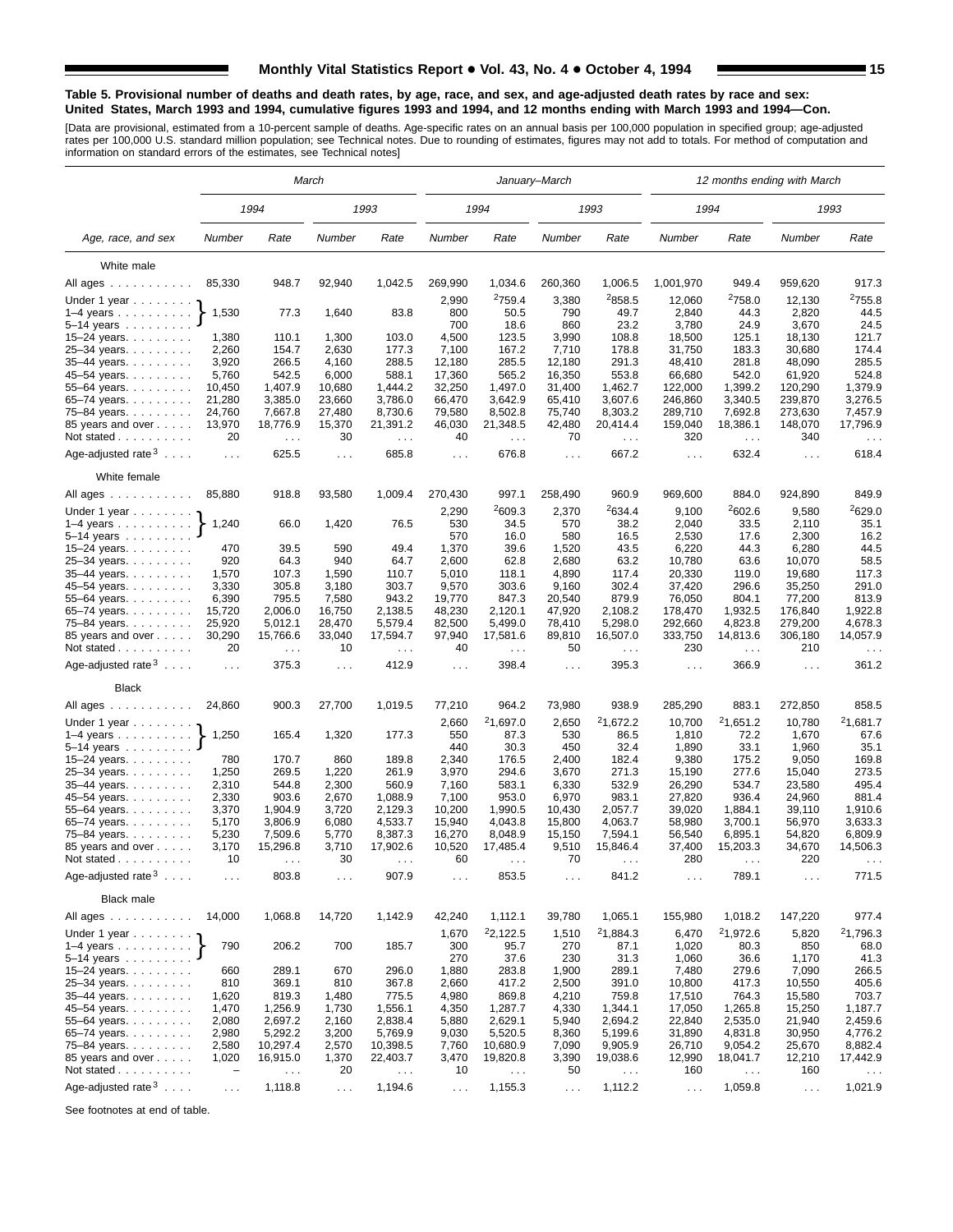**Table 5. Provisional number of deaths and death rates, by age, race, and sex, and age-adjusted death rates by race and sex: United States, March 1993 and 1994, cumulative figures 1993 and 1994, and 12 months ending with March 1993 and 1994—Con.**

[Data are provisional, estimated from a 10-percent sample of deaths. Age-specific rates on an annual basis per 100,000 population in specified group; age-adjusted rates per 100,000 U.S. standard million population; see Technical notes. Due to rounding of estimates, figures may not add to totals. For method of computation and information on standard errors of the estimates, see Technical notes]

| Age, race, and sex | March 1994 Number | March 1994 Rate | March 1993 Number | March 1993 Rate | January–March 1994 Number | January–March 1994 Rate | January–March 1993 Number | January–March 1993 Rate | 12 months ending with March 1994 Number | 12 months ending with March 1994 Rate | 12 months ending with March 1993 Number | 12 months ending with March 1993 Rate |
|---|---|---|---|---|---|---|---|---|---|---|---|---|
| **White male** | | | | | | | | | | | | |
| All ages | 85,330 | 948.7 | 92,940 | 1,042.5 | 269,990 | 1,034.6 | 260,360 | 1,006.5 | 1,001,970 | 949.4 | 959,620 | 917.3 |
| Under 1 year | 1,530 | 77.3 | 1,640 | 83.8 | 2,990 | [2]759.4 | 3,380 | [2]858.5 | 12,060 | [2]758.0 | 12,130 | [2]755.8 |
| 1–4 years | | | | | 800 | 50.5 | 790 | 49.7 | 2,840 | 44.3 | 2,820 | 44.5 |
| 5–14 years | | | | | 700 | 18.6 | 860 | 23.2 | 3,780 | 24.9 | 3,670 | 24.5 |
| 15–24 years | 1,380 | 110.1 | 1,300 | 103.0 | 4,500 | 123.5 | 3,990 | 108.8 | 18,500 | 125.1 | 18,130 | 121.7 |
| 25–34 years | 2,260 | 154.7 | 2,630 | 177.3 | 7,100 | 167.2 | 7,710 | 178.8 | 31,750 | 183.3 | 30,680 | 174.4 |
| 35–44 years | 3,920 | 266.5 | 4,160 | 288.5 | 12,180 | 285.5 | 12,180 | 291.3 | 48,410 | 281.8 | 48,090 | 285.5 |
| 45–54 years | 5,760 | 542.5 | 6,000 | 588.1 | 17,360 | 565.2 | 16,350 | 553.8 | 66,680 | 542.0 | 61,920 | 524.8 |
| 55–64 years | 10,450 | 1,407.9 | 10,680 | 1,444.2 | 32,250 | 1,497.0 | 31,400 | 1,462.7 | 122,000 | 1,399.2 | 120,290 | 1,379.9 |
| 65–74 years | 21,280 | 3,385.0 | 23,660 | 3,786.0 | 66,470 | 3,642.9 | 65,410 | 3,607.6 | 246,860 | 3,340.5 | 239,870 | 3,276.5 |
| 75–84 years | 24,760 | 7,667.8 | 27,480 | 8,730.6 | 79,580 | 8,502.8 | 75,740 | 8,303.2 | 289,710 | 7,692.8 | 273,630 | 7,457.9 |
| 85 years and over | 13,970 | 18,776.9 | 15,370 | 21,391.2 | 46,030 | 21,348.5 | 42,480 | 20,414.4 | 159,040 | 18,386.1 | 148,070 | 17,796.9 |
| Not stated | 20 | . . . | 30 | . . . | 40 | . . . | 70 | . . . | 320 | . . . | 340 | . . . |
| Age-adjusted rate[3] | . . . | 625.5 | . . . | 685.8 | . . . | 676.8 | . . . | 667.2 | . . . | 632.4 | . . . | 618.4 |
| **White female** | | | | | | | | | | | | |
| All ages | 85,880 | 918.8 | 93,580 | 1,009.4 | 270,430 | 997.1 | 258,490 | 960.9 | 969,600 | 884.0 | 924,890 | 849.9 |
| Under 1 year | 1,240 | 66.0 | 1,420 | 76.5 | 2,290 | [2]609.3 | 2,370 | [2]634.4 | 9,100 | [2]602.6 | 9,580 | [2]629.0 |
| 1–4 years | | | | | 530 | 34.5 | 570 | 38.2 | 2,040 | 33.5 | 2,110 | 35.1 |
| 5–14 years | | | | | 570 | 16.0 | 580 | 16.5 | 2,530 | 17.6 | 2,300 | 16.2 |
| 15–24 years | 470 | 39.5 | 590 | 49.4 | 1,370 | 39.6 | 1,520 | 43.5 | 6,220 | 44.3 | 6,280 | 44.5 |
| 25–34 years | 920 | 64.3 | 940 | 64.7 | 2,600 | 62.8 | 2,680 | 63.2 | 10,780 | 63.6 | 10,070 | 58.5 |
| 35–44 years | 1,570 | 107.3 | 1,590 | 110.7 | 5,010 | 118.1 | 4,890 | 117.4 | 20,330 | 119.0 | 19,680 | 117.3 |
| 45–54 years | 3,330 | 305.8 | 3,180 | 303.7 | 9,570 | 303.6 | 9,160 | 302.4 | 37,420 | 296.6 | 35,250 | 291.0 |
| 55–64 years | 6,390 | 795.5 | 7,580 | 943.2 | 19,770 | 847.3 | 20,540 | 879.9 | 76,050 | 804.1 | 77,200 | 813.9 |
| 65–74 years | 15,720 | 2,006.0 | 16,750 | 2,138.5 | 48,230 | 2,120.1 | 47,920 | 2,108.2 | 178,470 | 1,932.5 | 176,840 | 1,922.8 |
| 75–84 years | 25,920 | 5,012.1 | 28,470 | 5,579.4 | 82,500 | 5,499.0 | 78,410 | 5,298.0 | 292,660 | 4,823.8 | 279,200 | 4,678.3 |
| 85 years and over | 30,290 | 15,766.6 | 33,040 | 17,594.7 | 97,940 | 17,581.6 | 89,810 | 16,507.0 | 333,750 | 14,813.6 | 306,180 | 14,057.9 |
| Not stated | 20 | . . . | 10 | . . . | 40 | . . . | 50 | . . . | 230 | . . . | 210 | . . . |
| Age-adjusted rate[3] | . . . | 375.3 | . . . | 412.9 | . . . | 398.4 | . . . | 395.3 | . . . | 366.9 | . . . | 361.2 |
| **Black** | | | | | | | | | | | | |
| All ages | 24,860 | 900.3 | 27,700 | 1,019.5 | 77,210 | 964.2 | 73,980 | 938.9 | 285,290 | 883.1 | 272,850 | 858.5 |
| Under 1 year | 1,250 | 165.4 | 1,320 | 177.3 | 2,660 | [2]1,697.0 | 2,650 | [2]1,672.2 | 10,700 | [2]1,651.2 | 10,780 | [2]1,681.7 |
| 1–4 years | | | | | 550 | 87.3 | 530 | 86.5 | 1,810 | 72.2 | 1,670 | 67.6 |
| 5–14 years | | | | | 440 | 30.3 | 450 | 32.4 | 1,890 | 33.1 | 1,960 | 35.1 |
| 15–24 years | 780 | 170.7 | 860 | 189.8 | 2,340 | 176.5 | 2,400 | 182.4 | 9,380 | 175.2 | 9,050 | 169.8 |
| 25–34 years | 1,250 | 269.5 | 1,220 | 261.9 | 3,970 | 294.6 | 3,670 | 271.3 | 15,190 | 277.6 | 15,040 | 273.5 |
| 35–44 years | 2,310 | 544.8 | 2,300 | 560.9 | 7,160 | 583.1 | 6,330 | 532.9 | 26,290 | 534.7 | 23,580 | 495.4 |
| 45–54 years | 2,330 | 903.6 | 2,670 | 1,088.9 | 7,100 | 953.0 | 6,970 | 983.1 | 27,820 | 936.4 | 24,960 | 881.4 |
| 55–64 years | 3,370 | 1,904.9 | 3,720 | 2,129.3 | 10,200 | 1,990.5 | 10,430 | 2,057.7 | 39,020 | 1,884.1 | 39,110 | 1,910.6 |
| 65–74 years | 5,170 | 3,806.9 | 6,080 | 4,533.7 | 15,940 | 4,043.8 | 15,800 | 4,063.7 | 58,980 | 3,700.1 | 56,970 | 3,633.3 |
| 75–84 years | 5,230 | 7,509.6 | 5,770 | 8,387.3 | 16,270 | 8,048.9 | 15,150 | 7,594.1 | 56,540 | 6,895.1 | 54,820 | 6,809.9 |
| 85 years and over | 3,170 | 15,296.8 | 3,710 | 17,902.6 | 10,520 | 17,485.4 | 9,510 | 15,846.4 | 37,400 | 15,203.3 | 34,670 | 14,506.3 |
| Not stated | 10 | . . . | 30 | . . . | 60 | . . . | 70 | . . . | 280 | . . . | 220 | . . . |
| Age-adjusted rate[3] | . . . | 803.8 | . . . | 907.9 | . . . | 853.5 | . . . | 841.2 | . . . | 789.1 | . . . | 771.5 |
| **Black male** | | | | | | | | | | | | |
| All ages | 14,000 | 1,068.8 | 14,720 | 1,142.9 | 42,240 | 1,112.1 | 39,780 | 1,065.1 | 155,980 | 1,018.2 | 147,220 | 977.4 |
| Under 1 year | 790 | 206.2 | 700 | 185.7 | 1,670 | [2]2,122.5 | 1,510 | [2]1,884.3 | 6,470 | [2]1,972.6 | 5,820 | [2]1,796.3 |
| 1–4 years | | | | | 300 | 95.7 | 270 | 87.1 | 1,020 | 80.3 | 850 | 68.0 |
| 5–14 years | | | | | 270 | 37.6 | 230 | 31.3 | 1,060 | 36.6 | 1,170 | 41.3 |
| 15–24 years | 660 | 289.1 | 670 | 296.0 | 1,880 | 283.8 | 1,900 | 289.1 | 7,480 | 279.6 | 7,090 | 266.5 |
| 25–34 years | 810 | 369.1 | 810 | 367.8 | 2,660 | 417.2 | 2,500 | 391.0 | 10,800 | 417.3 | 10,550 | 405.6 |
| 35–44 years | 1,620 | 819.3 | 1,480 | 775.5 | 4,980 | 869.8 | 4,210 | 759.8 | 17,510 | 764.3 | 15,580 | 703.7 |
| 45–54 years | 1,470 | 1,256.9 | 1,730 | 1,556.1 | 4,350 | 1,287.7 | 4,330 | 1,344.1 | 17,050 | 1,265.8 | 15,250 | 1,187.7 |
| 55–64 years | 2,080 | 2,697.2 | 2,160 | 2,838.4 | 5,880 | 2,629.1 | 5,940 | 2,694.2 | 22,840 | 2,535.0 | 21,940 | 2,459.6 |
| 65–74 years | 2,980 | 5,292.2 | 3,200 | 5,769.9 | 9,030 | 5,520.5 | 8,360 | 5,199.6 | 31,890 | 4,831.8 | 30,950 | 4,776.2 |
| 75–84 years | 2,580 | 10,297.4 | 2,570 | 10,398.5 | 7,760 | 10,680.9 | 7,090 | 9,905.9 | 26,710 | 9,054.2 | 25,670 | 8,882.4 |
| 85 years and over | 1,020 | 16,915.0 | 1,370 | 22,403.7 | 3,470 | 19,820.8 | 3,390 | 19,038.6 | 12,990 | 18,041.7 | 12,210 | 17,442.9 |
| Not stated | – | . . . | 20 | . . . | 10 | . . . | 50 | . . . | 160 | . . . | 160 | . . . |
| Age-adjusted rate[3] | . . . | 1,118.8 | . . . | 1,194.6 | . . . | 1,155.3 | . . . | 1,112.2 | . . . | 1,059.8 | . . . | 1,021.9 |

Note: For March 1994 and March 1993, the figures shown on the "Under 1 year" row are a single combined value for the ages under 1 year, 1–4 years, and 5–14 years together (bracketed in the source).

See footnotes at end of table.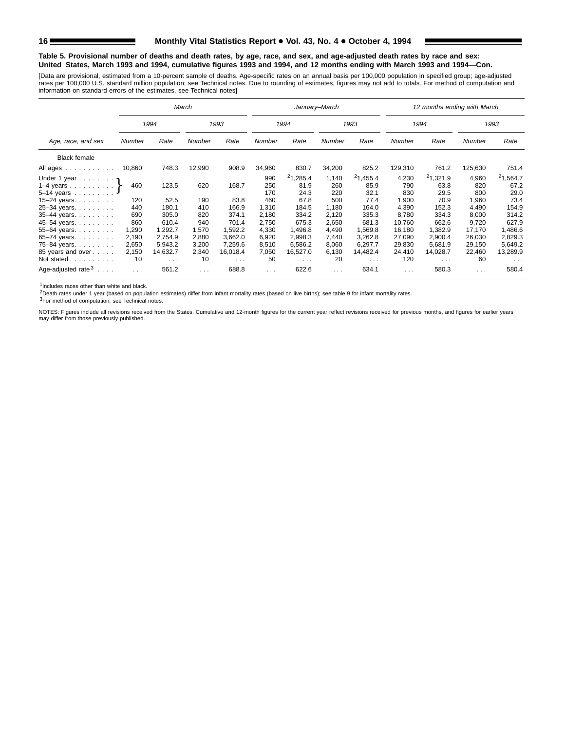**Table 5. Provisional number of deaths and death rates, by age, race, and sex, and age-adjusted death rates by race and sex: United States, March 1993 and 1994, cumulative figures 1993 and 1994, and 12 months ending with March 1993 and 1994—Con.**

[Data are provisional, estimated from a 10-percent sample of deaths. Age-specific rates on an annual basis per 100,000 population in specified group; age-adjusted rates per 100,000 U.S. standard million population; see Technical notes. Due to rounding of estimates, figures may not add to totals. For method of computation and information on standard errors of the estimates, see Technical notes]

| Age, race, and sex | March | | | | January–March | | | | 12 months ending with March | | | |
|---|---|---|---|---|---|---|---|---|---|---|---|---|
| | 1994 | | 1993 | | 1994 | | 1993 | | 1994 | | 1993 | |
| | Number | Rate | Number | Rate | Number | Rate | Number | Rate | Number | Rate | Number | Rate |
| Black female | | | | | | | | | | | | |
| All ages | 10,860 | 748.3 | 12,990 | 908.9 | 34,960 | 830.7 | 34,200 | 825.2 | 129,310 | 761.2 | 125,630 | 751.4 |
| Under 1 year | 460 | 123.5 | 620 | 168.7 | 990 | [2]1,285.4 | 1,140 | [2]1,455.4 | 4,230 | [2]1,321.9 | 4,960 | [2]1,564.7 |
| 1–4 years | | | | | 250 | 81.9 | 260 | 85.9 | 790 | 63.8 | 820 | 67.2 |
| 5–14 years | | | | | 170 | 24.3 | 220 | 32.1 | 830 | 29.5 | 800 | 29.0 |
| 15–24 years | 120 | 52.5 | 190 | 83.8 | 460 | 67.8 | 500 | 77.4 | 1,900 | 70.9 | 1,960 | 73.4 |
| 25–34 years | 440 | 180.1 | 410 | 166.9 | 1,310 | 184.5 | 1,180 | 164.0 | 4,390 | 152.3 | 4,490 | 154.9 |
| 35–44 years | 690 | 305.0 | 820 | 374.1 | 2,180 | 334.2 | 2,120 | 335.3 | 8,780 | 334.3 | 8,000 | 314.2 |
| 45–54 years | 860 | 610.4 | 940 | 701.4 | 2,750 | 675.3 | 2,650 | 681.3 | 10,760 | 662.6 | 9,720 | 627.9 |
| 55–64 years | 1,290 | 1,292.7 | 1,570 | 1,592.2 | 4,330 | 1,496.8 | 4,490 | 1,569.8 | 16,180 | 1,382.9 | 17,170 | 1,486.6 |
| 65–74 years | 2,190 | 2,754.9 | 2,880 | 3,662.0 | 6,920 | 2,998.3 | 7,440 | 3,262.8 | 27,090 | 2,900.4 | 26,030 | 2,829.3 |
| 75–84 years | 2,650 | 5,943.2 | 3,200 | 7,259.6 | 8,510 | 6,586.2 | 8,060 | 6,297.7 | 29,830 | 5,681.9 | 29,150 | 5,649.2 |
| 85 years and over | 2,150 | 14,632.7 | 2,340 | 16,018.4 | 7,050 | 16,527.0 | 6,130 | 14,482.4 | 24,410 | 14,028.7 | 22,460 | 13,289.9 |
| Not stated | 10 | . . . | 10 | . . . | 50 | . . . | 20 | . . . | 120 | . . . | 60 | . . . |
| Age-adjusted rate[3] | . . . | 561.2 | . . . | 688.8 | . . . | 622.6 | . . . | 634.1 | . . . | 580.3 | . . . | 580.4 |

Note: For March 1994 and March 1993, the figures shown on the "Under 1 year" row (460, 123.5, 620, 168.7) are combined figures for the under 1 year, 1–4 years, and 5–14 years age groups.

[1]Includes races other than white and black.

[2]Death rates under 1 year (based on population estimates) differ from infant mortality rates (based on live births); see table 9 for infant mortality rates.

[3]For method of computation, see Technical notes.

NOTES: Figures include all revisions received from the States. Cumulative and 12-month figures for the current year reflect revisions received for previous months, and figures for earlier years may differ from those previously published.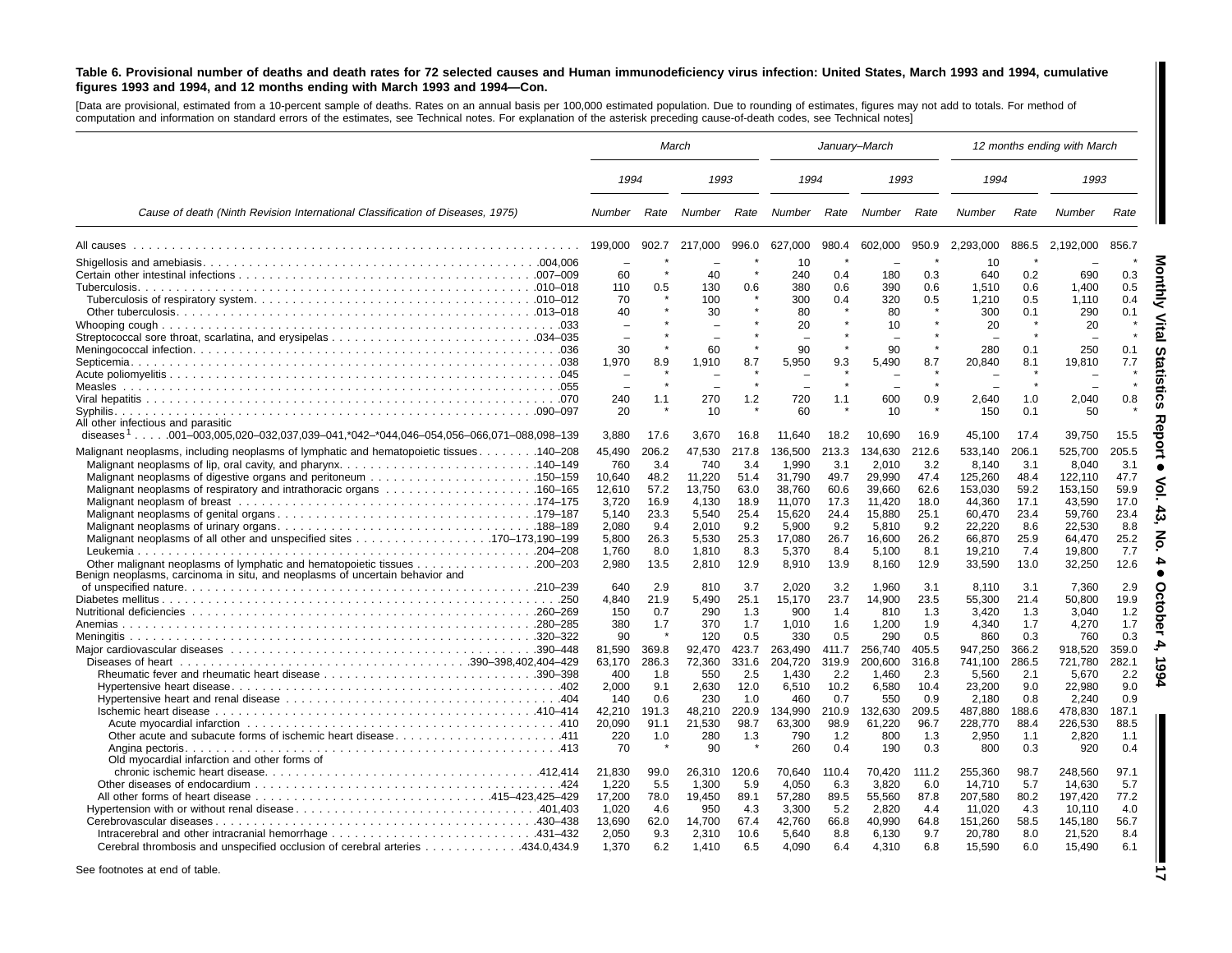**Table 6. Provisional number of deaths and death rates for 72 selected causes and Human immunodeficiency virus infection: United States, March 1993 and 1994, cumulative figures 1993 and 1994, and 12 months ending with March 1993 and 1994—Con.**

[Data are provisional, estimated from a 10-percent sample of deaths. Rates on an annual basis per 100,000 estimated population. Due to rounding of estimates, figures may not add to totals. For method of computation and information on standard errors of the estimates, see Technical notes. For explanation of the asterisk preceding cause-of-death codes, see Technical notes]

| Cause of death (Ninth Revision International Classification of Diseases, 1975) | March | | | | January–March | | | | 12 months ending with March | | | |
|---|---|---|---|---|---|---|---|---|---|---|---|---|
| | 1994 | | 1993 | | 1994 | | 1993 | | 1994 | | 1993 | |
| | Number | Rate | Number | Rate | Number | Rate | Number | Rate | Number | Rate | Number | Rate |
| All causes | 199,000 | 902.7 | 217,000 | 996.0 | 627,000 | 980.4 | 602,000 | 950.9 | 2,293,000 | 886.5 | 2,192,000 | 856.7 |
| Shigellosis and amebiasis .004,006 | – | * | – | * | 10 | * | – | * | 10 | * | – | * |
| Certain other intestinal infections .007–009 | 60 | * | 40 | * | 240 | 0.4 | 180 | 0.3 | 640 | 0.2 | 690 | 0.3 |
| Tuberculosis .010–018 | 110 | 0.5 | 130 | 0.6 | 380 | 0.6 | 390 | 0.6 | 1,510 | 0.6 | 1,400 | 0.5 |
| Tuberculosis of respiratory system .010–012 | 70 | * | 100 | * | 300 | 0.4 | 320 | 0.5 | 1,210 | 0.5 | 1,110 | 0.4 |
| Other tuberculosis .013–018 | 40 | * | 30 | * | 80 | * | 80 | * | 300 | 0.1 | 290 | 0.1 |
| Whooping cough .033 | – | * | – | * | 20 | * | 10 | * | 20 | * | 20 | * |
| Streptococcal sore throat, scarlatina, and erysipelas .034–035 | – | * | – | * | – | * | – | * | – | * | – | * |
| Meningococcal infection .036 | 30 | * | 60 | * | 90 | * | 90 | * | 280 | 0.1 | 250 | 0.1 |
| Septicemia .038 | 1,970 | 8.9 | 1,910 | 8.7 | 5,950 | 9.3 | 5,490 | 8.7 | 20,840 | 8.1 | 19,810 | 7.7 |
| Acute poliomyelitis .045 | – | * | – | * | – | * | – | * | – | * | – | * |
| Measles .055 | – | * | – | * | – | * | – | * | – | * | – | * |
| Viral hepatitis .070 | 240 | 1.1 | 270 | 1.2 | 720 | 1.1 | 600 | 0.9 | 2,640 | 1.0 | 2,040 | 0.8 |
| Syphilis .090–097 | 20 | * | 10 | * | 60 | * | 10 | * | 150 | 0.1 | 50 | * |
| All other infectious and parasitic diseases[1] .001–003,005,020–032,037,039–041,*042–*044,046–054,056–066,071–088,098–139 | 3,880 | 17.6 | 3,670 | 16.8 | 11,640 | 18.2 | 10,690 | 16.9 | 45,100 | 17.4 | 39,750 | 15.5 |
| Malignant neoplasms, including neoplasms of lymphatic and hematopoietic tissues .140–208 | 45,490 | 206.2 | 47,530 | 217.8 | 136,500 | 213.3 | 134,630 | 212.6 | 533,140 | 206.1 | 525,700 | 205.5 |
| Malignant neoplasms of lip, oral cavity, and pharynx .140–149 | 760 | 3.4 | 740 | 3.4 | 1,990 | 3.1 | 2,010 | 3.2 | 8,140 | 3.1 | 8,040 | 3.1 |
| Malignant neoplasms of digestive organs and peritoneum .150–159 | 10,640 | 48.2 | 11,220 | 51.4 | 31,790 | 49.7 | 29,990 | 47.4 | 125,260 | 48.4 | 122,110 | 47.7 |
| Malignant neoplasms of respiratory and intrathoracic organs .160–165 | 12,610 | 57.2 | 13,750 | 63.0 | 38,760 | 60.6 | 39,660 | 62.6 | 153,030 | 59.2 | 153,150 | 59.9 |
| Malignant neoplasm of breast .174–175 | 3,720 | 16.9 | 4,130 | 18.9 | 11,070 | 17.3 | 11,420 | 18.0 | 44,360 | 17.1 | 43,590 | 17.0 |
| Malignant neoplasms of genital organs .179–187 | 5,140 | 23.3 | 5,540 | 25.4 | 15,620 | 24.4 | 15,880 | 25.1 | 60,470 | 23.4 | 59,760 | 23.4 |
| Malignant neoplasms of urinary organs .188–189 | 2,080 | 9.4 | 2,010 | 9.2 | 5,900 | 9.2 | 5,810 | 9.2 | 22,220 | 8.6 | 22,530 | 8.8 |
| Malignant neoplasms of all other and unspecified sites .170–173,190–199 | 5,800 | 26.3 | 5,530 | 25.3 | 17,080 | 26.7 | 16,600 | 26.2 | 66,870 | 25.9 | 64,470 | 25.2 |
| Leukemia .204–208 | 1,760 | 8.0 | 1,810 | 8.3 | 5,370 | 8.4 | 5,100 | 8.1 | 19,210 | 7.4 | 19,800 | 7.7 |
| Other malignant neoplasms of lymphatic and hematopoietic tissues .200–203 | 2,980 | 13.5 | 2,810 | 12.9 | 8,910 | 13.9 | 8,160 | 12.9 | 33,590 | 13.0 | 32,250 | 12.6 |
| Benign neoplasms, carcinoma in situ, and neoplasms of uncertain behavior and of unspecified nature .210–239 | 640 | 2.9 | 810 | 3.7 | 2,020 | 3.2 | 1,960 | 3.1 | 8,110 | 3.1 | 7,360 | 2.9 |
| Diabetes mellitus .250 | 4,840 | 21.9 | 5,490 | 25.1 | 15,170 | 23.7 | 14,900 | 23.5 | 55,300 | 21.4 | 50,800 | 19.9 |
| Nutritional deficiencies .260–269 | 150 | 0.7 | 290 | 1.3 | 900 | 1.4 | 810 | 1.3 | 3,420 | 1.3 | 3,040 | 1.2 |
| Anemias .280–285 | 380 | 1.7 | 370 | 1.7 | 1,010 | 1.6 | 1,200 | 1.9 | 4,340 | 1.7 | 4,270 | 1.7 |
| Meningitis .320–322 | 90 | * | 120 | 0.5 | 330 | 0.5 | 290 | 0.5 | 860 | 0.3 | 760 | 0.3 |
| Major cardiovascular diseases .390–448 | 81,590 | 369.8 | 92,470 | 423.7 | 263,490 | 411.7 | 256,740 | 405.5 | 947,250 | 366.2 | 918,520 | 359.0 |
| Diseases of heart .390–398,402,404–429 | 63,170 | 286.3 | 72,360 | 331.6 | 204,720 | 319.9 | 200,600 | 316.8 | 741,100 | 286.5 | 721,780 | 282.1 |
| Rheumatic fever and rheumatic heart disease .390–398 | 400 | 1.8 | 550 | 2.5 | 1,430 | 2.2 | 1,460 | 2.3 | 5,560 | 2.1 | 5,670 | 2.2 |
| Hypertensive heart disease .402 | 2,000 | 9.1 | 2,630 | 12.0 | 6,510 | 10.2 | 6,580 | 10.4 | 23,200 | 9.0 | 22,980 | 9.0 |
| Hypertensive heart and renal disease .404 | 140 | 0.6 | 230 | 1.0 | 460 | 0.7 | 550 | 0.9 | 2,180 | 0.8 | 2,240 | 0.9 |
| Ischemic heart disease .410–414 | 42,210 | 191.3 | 48,210 | 220.9 | 134,990 | 210.9 | 132,630 | 209.5 | 487,880 | 188.6 | 478,830 | 187.1 |
| Acute myocardial infarction .410 | 20,090 | 91.1 | 21,530 | 98.7 | 63,300 | 98.9 | 61,220 | 96.7 | 228,770 | 88.4 | 226,530 | 88.5 |
| Other acute and subacute forms of ischemic heart disease .411 | 220 | 1.0 | 280 | 1.3 | 790 | 1.2 | 800 | 1.3 | 2,950 | 1.1 | 2,820 | 1.1 |
| Angina pectoris .413 | 70 | * | 90 | * | 260 | 0.4 | 190 | 0.3 | 800 | 0.3 | 920 | 0.4 |
| Old myocardial infarction and other forms of chronic ischemic heart disease .412,414 | 21,830 | 99.0 | 26,310 | 120.6 | 70,640 | 110.4 | 70,420 | 111.2 | 255,360 | 98.7 | 248,560 | 97.1 |
| Other diseases of endocardium .424 | 1,220 | 5.5 | 1,300 | 5.9 | 4,050 | 6.3 | 3,820 | 6.0 | 14,710 | 5.7 | 14,630 | 5.7 |
| All other forms of heart disease .415–423,425–429 | 17,200 | 78.0 | 19,450 | 89.1 | 57,280 | 89.5 | 55,560 | 87.8 | 207,580 | 80.2 | 197,420 | 77.2 |
| Hypertension with or without renal disease .401,403 | 1,020 | 4.6 | 950 | 4.3 | 3,300 | 5.2 | 2,820 | 4.4 | 11,020 | 4.3 | 10,110 | 4.0 |
| Cerebrovascular diseases .430–438 | 13,690 | 62.0 | 14,700 | 67.4 | 42,760 | 66.8 | 40,990 | 64.8 | 151,260 | 58.5 | 145,180 | 56.7 |
| Intracerebral and other intracranial hemorrhage .431–432 | 2,050 | 9.3 | 2,310 | 10.6 | 5,640 | 8.8 | 6,130 | 9.7 | 20,780 | 8.0 | 21,520 | 8.4 |
| Cerebral thrombosis and unspecified occlusion of cerebral arteries .434.0,434.9 | 1,370 | 6.2 | 1,410 | 6.5 | 4,090 | 6.4 | 4,310 | 6.8 | 15,590 | 6.0 | 15,490 | 6.1 |

See footnotes at end of table.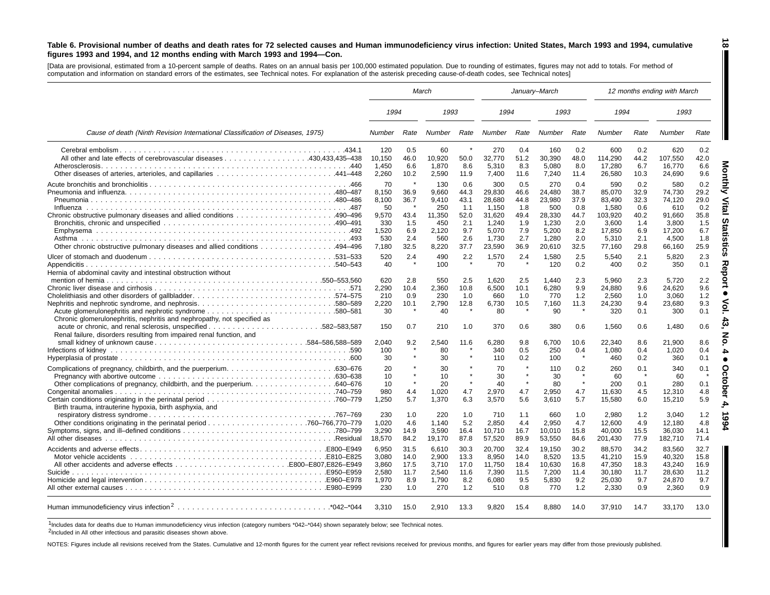**Table 6. Provisional number of deaths and death rates for 72 selected causes and Human immunodeficiency virus infection: United States, March 1993 and 1994, cumulative figures 1993 and 1994, and 12 months ending with March 1993 and 1994—Con.**

[Data are provisional, estimated from a 10-percent sample of deaths. Rates on an annual basis per 100,000 estimated population. Due to rounding of estimates, figures may not add to totals. For method of computation and information on standard errors of the estimates, see Technical notes. For explanation of the asterisk preceding cause-of-death codes, see Technical notes]

| Cause of death (Ninth Revision International Classification of Diseases, 1975) | March | | | | January–March | | | | 12 months ending with March | | | |
|---|---|---|---|---|---|---|---|---|---|---|---|---|
| | 1994 | | 1993 | | 1994 | | 1993 | | 1994 | | 1993 | |
| | Number | Rate | Number | Rate | Number | Rate | Number | Rate | Number | Rate | Number | Rate |
| Cerebral embolism .434.1 | 120 | 0.5 | 60 | * | 270 | 0.4 | 160 | 0.2 | 600 | 0.2 | 620 | 0.2 |
| All other and late effects of cerebrovascular diseases .430,433,435–438 | 10,150 | 46.0 | 10,920 | 50.0 | 32,770 | 51.2 | 30,390 | 48.0 | 114,290 | 44.2 | 107,550 | 42.0 |
| Atherosclerosis .440 | 1,450 | 6.6 | 1,870 | 8.6 | 5,310 | 8.3 | 5,080 | 8.0 | 17,280 | 6.7 | 16,770 | 6.6 |
| Other diseases of arteries, arterioles, and capillaries .441–448 | 2,260 | 10.2 | 2,590 | 11.9 | 7,400 | 11.6 | 7,240 | 11.4 | 26,580 | 10.3 | 24,690 | 9.6 |
| Acute bronchitis and bronchiolitis .466 | 70 | * | 130 | 0.6 | 300 | 0.5 | 270 | 0.4 | 590 | 0.2 | 580 | 0.2 |
| Pneumonia and influenza .480–487 | 8,150 | 36.9 | 9,660 | 44.3 | 29,830 | 46.6 | 24,480 | 38.7 | 85,070 | 32.9 | 74,730 | 29.2 |
| Pneumonia .480–486 | 8,100 | 36.7 | 9,410 | 43.1 | 28,680 | 44.8 | 23,980 | 37.9 | 83,490 | 32.3 | 74,120 | 29.0 |
| Influenza .487 | 50 | * | 250 | 1.1 | 1,150 | 1.8 | 500 | 0.8 | 1,580 | 0.6 | 610 | 0.2 |
| Chronic obstructive pulmonary diseases and allied conditions .490–496 | 9,570 | 43.4 | 11,350 | 52.0 | 31,620 | 49.4 | 28,330 | 44.7 | 103,920 | 40.2 | 91,660 | 35.8 |
| Bronchitis, chronic and unspecified .490–491 | 330 | 1.5 | 450 | 2.1 | 1,240 | 1.9 | 1,230 | 2.0 | 3,600 | 1.4 | 3,800 | 1.5 |
| Emphysema .492 | 1,520 | 6.9 | 2,120 | 9.7 | 5,070 | 7.9 | 5,200 | 8.2 | 17,850 | 6.9 | 17,200 | 6.7 |
| Asthma .493 | 530 | 2.4 | 560 | 2.6 | 1,730 | 2.7 | 1,280 | 2.0 | 5,310 | 2.1 | 4,500 | 1.8 |
| Other chronic obstructive pulmonary diseases and allied conditions .494–496 | 7,180 | 32.5 | 8,220 | 37.7 | 23,590 | 36.9 | 20,610 | 32.5 | 77,160 | 29.8 | 66,160 | 25.9 |
| Ulcer of stomach and duodenum .531–533 | 520 | 2.4 | 490 | 2.2 | 1,570 | 2.4 | 1,580 | 2.5 | 5,540 | 2.1 | 5,820 | 2.3 |
| Appendicitis .540–543 | 40 | * | 100 | * | 70 | * | 120 | 0.2 | 400 | 0.2 | 350 | 0.1 |
| Hernia of abdominal cavity and intestinal obstruction without mention of hernia .550–553,560 | 620 | 2.8 | 550 | 2.5 | 1,620 | 2.5 | 1,440 | 2.3 | 5,960 | 2.3 | 5,720 | 2.2 |
| Chronic liver disease and cirrhosis .571 | 2,290 | 10.4 | 2,360 | 10.8 | 6,500 | 10.1 | 6,280 | 9.9 | 24,880 | 9.6 | 24,620 | 9.6 |
| Cholelithiasis and other disorders of gallbladder .574–575 | 210 | 0.9 | 230 | 1.0 | 660 | 1.0 | 770 | 1.2 | 2,560 | 1.0 | 3,060 | 1.2 |
| Nephritis, nephrotic syndrome, and nephrosis .580–589 | 2,220 | 10.1 | 2,790 | 12.8 | 6,730 | 10.5 | 7,160 | 11.3 | 24,230 | 9.4 | 23,680 | 9.3 |
| Acute glomerulonephritis and nephrotic syndrome .580–581 | 30 | * | 40 | * | 80 | * | 90 | * | 320 | 0.1 | 300 | 0.1 |
| Chronic glomerulonephritis, nephritis and nephropathy, not specified as acute or chronic, and renal sclerosis, unspecified .582–583,587 | 150 | 0.7 | 210 | 1.0 | 370 | 0.6 | 380 | 0.6 | 1,560 | 0.6 | 1,480 | 0.6 |
| Renal failure, disorders resulting from impaired renal function, and small kidney of unknown cause .584–586,588–589 | 2,040 | 9.2 | 2,540 | 11.6 | 6,280 | 9.8 | 6,700 | 10.6 | 22,340 | 8.6 | 21,900 | 8.6 |
| Infections of kidney .590 | 100 | * | 80 | * | 340 | 0.5 | 250 | 0.4 | 1,080 | 0.4 | 1,020 | 0.4 |
| Hyperplasia of prostate .600 | 30 | * | 30 | * | 110 | 0.2 | 100 | * | 460 | 0.2 | 360 | 0.1 |
| Complications of pregnancy, childbirth, and the puerperium .630–676 | 20 | * | 30 | * | 70 | * | 110 | 0.2 | 260 | 0.1 | 340 | 0.1 |
| Pregnancy with abortive outcome .630–638 | 10 | * | 10 | * | 30 | * | 30 | * | 60 | * | 60 | * |
| Other complications of pregnancy, childbirth, and the puerperium .640–676 | 10 | * | 20 | * | 40 | * | 80 | * | 200 | 0.1 | 280 | 0.1 |
| Congenital anomalies .740–759 | 980 | 4.4 | 1,020 | 4.7 | 2,970 | 4.7 | 2,950 | 4.7 | 11,630 | 4.5 | 12,310 | 4.8 |
| Certain conditions originating in the perinatal period .760–779 | 1,250 | 5.7 | 1,370 | 6.3 | 3,570 | 5.6 | 3,610 | 5.7 | 15,580 | 6.0 | 15,210 | 5.9 |
| Birth trauma, intrauterine hypoxia, birth asphyxia, and respiratory distress syndrome .767–769 | 230 | 1.0 | 220 | 1.0 | 710 | 1.1 | 660 | 1.0 | 2,980 | 1.2 | 3,040 | 1.2 |
| Other conditions originating in the perinatal period .760–766,770–779 | 1,020 | 4.6 | 1,140 | 5.2 | 2,850 | 4.4 | 2,950 | 4.7 | 12,600 | 4.9 | 12,180 | 4.8 |
| Symptoms, signs, and ill–defined conditions .780–799 | 3,290 | 14.9 | 3,590 | 16.4 | 10,710 | 16.7 | 10,010 | 15.8 | 40,000 | 15.5 | 36,030 | 14.1 |
| All other diseases .Residual | 18,570 | 84.2 | 19,170 | 87.8 | 57,520 | 89.9 | 53,550 | 84.6 | 201,430 | 77.9 | 182,710 | 71.4 |
| Accidents and adverse effects .E800–E949 | 6,950 | 31.5 | 6,610 | 30.3 | 20,700 | 32.4 | 19,150 | 30.2 | 88,570 | 34.2 | 83,560 | 32.7 |
| Motor vehicle accidents .E810–E825 | 3,080 | 14.0 | 2,900 | 13.3 | 8,950 | 14.0 | 8,520 | 13.5 | 41,210 | 15.9 | 40,320 | 15.8 |
| All other accidents and adverse effects .E800–E807,E826–E949 | 3,860 | 17.5 | 3,710 | 17.0 | 11,750 | 18.4 | 10,630 | 16.8 | 47,350 | 18.3 | 43,240 | 16.9 |
| Suicide .E950–E959 | 2,580 | 11.7 | 2,540 | 11.6 | 7,390 | 11.5 | 7,200 | 11.4 | 30,180 | 11.7 | 28,630 | 11.2 |
| Homicide and legal intervention .E960–E978 | 1,970 | 8.9 | 1,790 | 8.2 | 6,080 | 9.5 | 5,830 | 9.2 | 25,030 | 9.7 | 24,870 | 9.7 |
| All other external causes .E980–E999 | 230 | 1.0 | 270 | 1.2 | 510 | 0.8 | 770 | 1.2 | 2,330 | 0.9 | 2,360 | 0.9 |
| Human immunodeficiency virus infection[2] .*042–*044 | 3,310 | 15.0 | 2,910 | 13.3 | 9,820 | 15.4 | 8,880 | 14.0 | 37,910 | 14.7 | 33,170 | 13.0 |

[1]Includes data for deaths due to Human immunodeficiency virus infection (category numbers *042–*044) shown separately below; see Technical notes.

[2]Included in All other infectious and parasitic diseases shown above.

NOTES: Figures include all revisions received from the States. Cumulative and 12-month figures for the current year reflect revisions received for previous months, and figures for earlier years may differ from those previously published.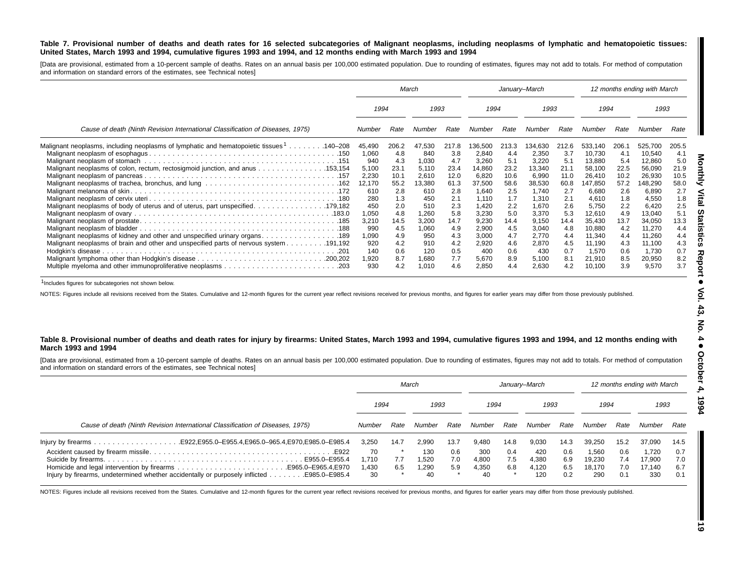**Table 7. Provisional number of deaths and death rates for 16 selected subcategories of Malignant neoplasms, including neoplasms of lymphatic and hematopoietic tissues: United States, March 1993 and 1994, cumulative figures 1993 and 1994, and 12 months ending with March 1993 and 1994**

[Data are provisional, estimated from a 10-percent sample of deaths. Rates on an annual basis per 100,000 estimated population. Due to rounding of estimates, figures may not add to totals. For method of computation and information on standard errors of the estimates, see Technical notes]

| Cause of death (Ninth Revision International Classification of Diseases, 1975) | March | | | | January–March | | | | 12 months ending with March | | | |
|---|---|---|---|---|---|---|---|---|---|---|---|---|
| | 1994 | | 1993 | | 1994 | | 1993 | | 1994 | | 1993 | |
| | Number | Rate | Number | Rate | Number | Rate | Number | Rate | Number | Rate | Number | Rate |
| Malignant neoplasms, including neoplasms of lymphatic and hematopoietic tissues[1] . . . . . . . .140–208 | 45,490 | 206.2 | 47,530 | 217.8 | 136,500 | 213.3 | 134,630 | 212.6 | 533,140 | 206.1 | 525,700 | 205.5 |
| Malignant neoplasm of esophagus . . . .150 | 1,060 | 4.8 | 840 | 3.8 | 2,840 | 4.4 | 2,350 | 3.7 | 10,730 | 4.1 | 10,540 | 4.1 |
| Malignant neoplasm of stomach . . . .151 | 940 | 4.3 | 1,030 | 4.7 | 3,260 | 5.1 | 3,220 | 5.1 | 13,880 | 5.4 | 12,860 | 5.0 |
| Malignant neoplasms of colon, rectum, rectosigmoid junction, and anus . . . .153,154 | 5,100 | 23.1 | 5,110 | 23.4 | 14,860 | 23.2 | 13,340 | 21.1 | 58,100 | 22.5 | 56,090 | 21.9 |
| Malignant neoplasm of pancreas . . . .157 | 2,230 | 10.1 | 2,610 | 12.0 | 6,820 | 10.6 | 6,990 | 11.0 | 26,410 | 10.2 | 26,930 | 10.5 |
| Malignant neoplasms of trachea, bronchus, and lung . . . .162 | 12,170 | 55.2 | 13,380 | 61.3 | 37,500 | 58.6 | 38,530 | 60.8 | 147,850 | 57.2 | 148,290 | 58.0 |
| Malignant melanoma of skin . . . .172 | 610 | 2.8 | 610 | 2.8 | 1,640 | 2.5 | 1,740 | 2.7 | 6,680 | 2.6 | 6,890 | 2.7 |
| Malignant neoplasm of cervix uteri . . . .180 | 280 | 1.3 | 450 | 2.1 | 1,110 | 1.7 | 1,310 | 2.1 | 4,610 | 1.8 | 4,550 | 1.8 |
| Malignant neoplasms of body of uterus and of uterus, part unspecified . . . .179,182 | 450 | 2.0 | 510 | 2.3 | 1,420 | 2.2 | 1,670 | 2.6 | 5,750 | 2.2 | 6,420 | 2.5 |
| Malignant neoplasm of ovary . . . .183.0 | 1,050 | 4.8 | 1,260 | 5.8 | 3,230 | 5.0 | 3,370 | 5.3 | 12,610 | 4.9 | 13,040 | 5.1 |
| Malignant neoplasm of prostate . . . .185 | 3,210 | 14.5 | 3,200 | 14.7 | 9,230 | 14.4 | 9,150 | 14.4 | 35,430 | 13.7 | 34,050 | 13.3 |
| Malignant neoplasm of bladder . . . .188 | 990 | 4.5 | 1,060 | 4.9 | 2,900 | 4.5 | 3,040 | 4.8 | 10,880 | 4.2 | 11,270 | 4.4 |
| Malignant neoplasms of kidney and other and unspecified urinary organs . . . .189 | 1,090 | 4.9 | 950 | 4.3 | 3,000 | 4.7 | 2,770 | 4.4 | 11,340 | 4.4 | 11,260 | 4.4 |
| Malignant neoplasms of brain and other and unspecified parts of nervous system . . . .191,192 | 920 | 4.2 | 910 | 4.2 | 2,920 | 4.6 | 2,870 | 4.5 | 11,190 | 4.3 | 11,100 | 4.3 |
| Hodgkin's disease . . . .201 | 140 | 0.6 | 120 | 0.5 | 400 | 0.6 | 430 | 0.7 | 1,570 | 0.6 | 1,730 | 0.7 |
| Malignant lymphoma other than Hodgkin's disease . . . .200,202 | 1,920 | 8.7 | 1,680 | 7.7 | 5,670 | 8.9 | 5,100 | 8.1 | 21,910 | 8.5 | 20,950 | 8.2 |
| Multiple myeloma and other immunoproliferative neoplasms . . . .203 | 930 | 4.2 | 1,010 | 4.6 | 2,850 | 4.4 | 2,630 | 4.2 | 10,100 | 3.9 | 9,570 | 3.7 |

[1]Includes figures for subcategories not shown below.

NOTES: Figures include all revisions received from the States. Cumulative and 12-month figures for the current year reflect revisions received for previous months, and figures for earlier years may differ from those previously published.

**Table 8. Provisional number of deaths and death rates for injury by firearms: United States, March 1993 and 1994, cumulative figures 1993 and 1994, and 12 months ending with March 1993 and 1994**

[Data are provisional, estimated from a 10-percent sample of deaths. Rates on an annual basis per 100,000 estimated population. Due to rounding of estimates, figures may not add to totals. For method of computation and information on standard errors of the estimates, see Technical notes]

| Cause of death (Ninth Revision International Classification of Diseases, 1975) | March | | | | January–March | | | | 12 months ending with March | | | |
|---|---|---|---|---|---|---|---|---|---|---|---|---|
| | 1994 | | 1993 | | 1994 | | 1993 | | 1994 | | 1993 | |
| | Number | Rate | Number | Rate | Number | Rate | Number | Rate | Number | Rate | Number | Rate |
| Injury by firearms . . . .E922,E955.0–E955.4,E965.0–965.4,E970,E985.0–E985.4 | 3,250 | 14.7 | 2,990 | 13.7 | 9,480 | 14.8 | 9,030 | 14.3 | 39,250 | 15.2 | 37,090 | 14.5 |
| Accident caused by firearm missile . . . .E922 | 70 | * | 130 | 0.6 | 300 | 0.4 | 420 | 0.6 | 1,560 | 0.6 | 1,720 | 0.7 |
| Suicide by firearms . . . .E955.0–E955.4 | 1,710 | 7.7 | 1,520 | 7.0 | 4,800 | 7.5 | 4,380 | 6.9 | 19,230 | 7.4 | 17,900 | 7.0 |
| Homicide and legal intervention by firearms . . . .E965.0–E965.4,E970 | 1,430 | 6.5 | 1,290 | 5.9 | 4,350 | 6.8 | 4,120 | 6.5 | 18,170 | 7.0 | 17,140 | 6.7 |
| Injury by firearms, undetermined whether accidentally or purposely inflicted . . . .E985.0–E985.4 | 30 | * | 40 | * | 40 | * | 120 | 0.2 | 290 | 0.1 | 330 | 0.1 |

NOTES: Figures include all revisions received from the States. Cumulative and 12-month figures for the current year reflect revisions received for previous months, and figures for earlier years may differ from those previously published.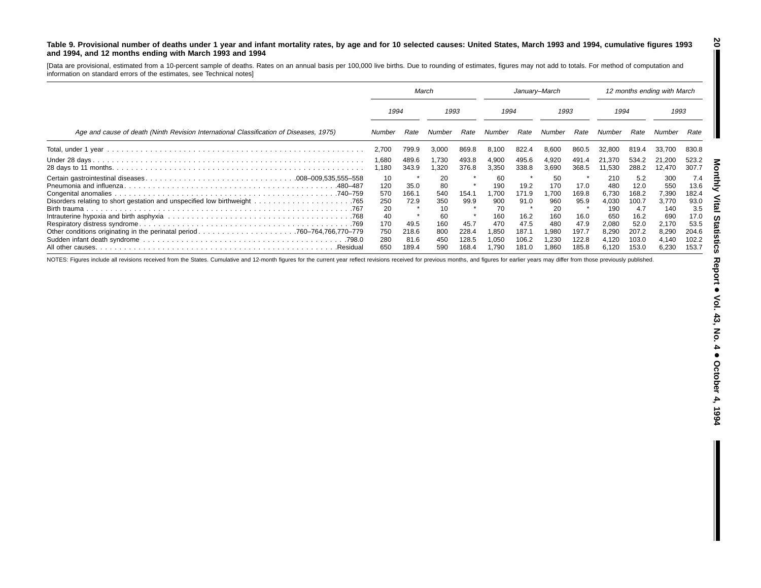**Table 9. Provisional number of deaths under 1 year and infant mortality rates, by age and for 10 selected causes: United States, March 1993 and 1994, cumulative figures 1993 and 1994, and 12 months ending with March 1993 and 1994**

[Data are provisional, estimated from a 10-percent sample of deaths. Rates on an annual basis per 100,000 live births. Due to rounding of estimates, figures may not add to totals. For method of computation and information on standard errors of the estimates, see Technical notes]

| Age and cause of death (Ninth Revision International Classification of Diseases, 1975) | March | | | | January–March | | | | 12 months ending with March | | | |
|---|---|---|---|---|---|---|---|---|---|---|---|---|
| | 1994 | | 1993 | | 1994 | | 1993 | | 1994 | | 1993 | |
| | Number | Rate | Number | Rate | Number | Rate | Number | Rate | Number | Rate | Number | Rate |
| Total, under 1 year | 2,700 | 799.9 | 3,000 | 869.8 | 8,100 | 822.4 | 8,600 | 860.5 | 32,800 | 819.4 | 33,700 | 830.8 |
| Under 28 days | 1,680 | 489.6 | 1,730 | 493.8 | 4,900 | 495.6 | 4,920 | 491.4 | 21,370 | 534.2 | 21,200 | 523.2 |
| 28 days to 11 months | 1,180 | 343.9 | 1,320 | 376.8 | 3,350 | 338.8 | 3,690 | 368.5 | 11,530 | 288.2 | 12,470 | 307.7 |
| Certain gastrointestinal diseases .008–009,535,555–558 | 10 | * | 20 | * | 60 | * | 50 | * | 210 | 5.2 | 300 | 7.4 |
| Pneumonia and influenza .480–487 | 120 | 35.0 | 80 | * | 190 | 19.2 | 170 | 17.0 | 480 | 12.0 | 550 | 13.6 |
| Congenital anomalies .740–759 | 570 | 166.1 | 540 | 154.1 | 1,700 | 171.9 | 1,700 | 169.8 | 6,730 | 168.2 | 7,390 | 182.4 |
| Disorders relating to short gestation and unspecified low birthweight .765 | 250 | 72.9 | 350 | 99.9 | 900 | 91.0 | 960 | 95.9 | 4,030 | 100.7 | 3,770 | 93.0 |
| Birth trauma .767 | 20 | * | 10 | * | 70 | * | 20 | * | 190 | 4.7 | 140 | 3.5 |
| Intrauterine hypoxia and birth asphyxia .768 | 40 | * | 60 | * | 160 | 16.2 | 160 | 16.0 | 650 | 16.2 | 690 | 17.0 |
| Respiratory distress syndrome .769 | 170 | 49.5 | 160 | 45.7 | 470 | 47.5 | 480 | 47.9 | 2,080 | 52.0 | 2,170 | 53.5 |
| Other conditions originating in the perinatal period .760–764,766,770–779 | 750 | 218.6 | 800 | 228.4 | 1,850 | 187.1 | 1,980 | 197.7 | 8,290 | 207.2 | 8,290 | 204.6 |
| Sudden infant death syndrome .798.0 | 280 | 81.6 | 450 | 128.5 | 1,050 | 106.2 | 1,230 | 122.8 | 4,120 | 103.0 | 4,140 | 102.2 |
| All other causes .Residual | 650 | 189.4 | 590 | 168.4 | 1,790 | 181.0 | 1,860 | 185.8 | 6,120 | 153.0 | 6,230 | 153.7 |

NOTES: Figures include all revisions received from the States. Cumulative and 12-month figures for the current year reflect revisions received for previous months, and figures for earlier years may differ from those previously published.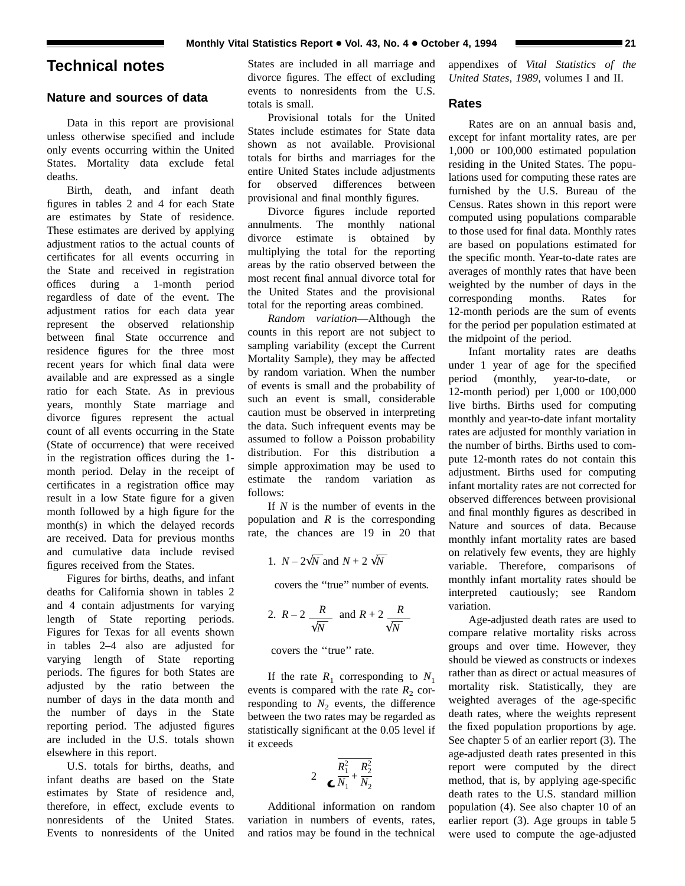# Technical notes

## Nature and sources of data

Data in this report are provisional unless otherwise specified and include only events occurring within the United States. Mortality data exclude fetal deaths.

Birth, death, and infant death figures in tables 2 and 4 for each State are estimates by State of residence. These estimates are derived by applying adjustment ratios to the actual counts of certificates for all events occurring in the State and received in registration offices during a 1-month period regardless of date of the event. The adjustment ratios for each data year represent the observed relationship between final State occurrence and residence figures for the three most recent years for which final data were available and are expressed as a single ratio for each State. As in previous years, monthly State marriage and divorce figures represent the actual count of all events occurring in the State (State of occurrence) that were received in the registration offices during the 1-month period. Delay in the receipt of certificates in a registration office may result in a low State figure for a given month followed by a high figure for the month(s) in which the delayed records are received. Data for previous months and cumulative data include revised figures received from the States.

Figures for births, deaths, and infant deaths for California shown in tables 2 and 4 contain adjustments for varying length of State reporting periods. Figures for Texas for all events shown in tables 2–4 also are adjusted for varying length of State reporting periods. The figures for both States are adjusted by the ratio between the number of days in the data month and the number of days in the State reporting period. The adjusted figures are included in the U.S. totals shown elsewhere in this report.

U.S. totals for births, deaths, and infant deaths are based on the State estimates by State of residence and, therefore, in effect, exclude events to nonresidents of the United States. Events to nonresidents of the United States are included in all marriage and divorce figures. The effect of excluding events to nonresidents from the U.S. totals is small.

Provisional totals for the United States include estimates for State data shown as not available. Provisional totals for births and marriages for the entire United States include adjustments for observed differences between provisional and final monthly figures.

Divorce figures include reported annulments. The monthly national divorce estimate is obtained by multiplying the total for the reporting areas by the ratio observed between the most recent final annual divorce total for the United States and the provisional total for the reporting areas combined.

*Random variation*—Although the counts in this report are not subject to sampling variability (except the Current Mortality Sample), they may be affected by random variation. When the number of events is small and the probability of such an event is small, considerable caution must be observed in interpreting the data. Such infrequent events may be assumed to follow a Poisson probability distribution. For this distribution a simple approximation may be used to estimate the random variation as follows:

If $N$ is the number of events in the population and $R$ is the corresponding rate, the chances are 19 in 20 that

1. $N - 2\sqrt{N}$ and $N + 2\sqrt{N}$

covers the "true" number of events.

2. $R - 2\dfrac{R}{\sqrt{N}}$ and $R + 2\dfrac{R}{\sqrt{N}}$

covers the "true" rate.

If the rate $R_1$ corresponding to $N_1$ events is compared with the rate $R_2$ corresponding to $N_2$ events, the difference between the two rates may be regarded as statistically significant at the 0.05 level if it exceeds

$$2\sqrt{\frac{R_1^2}{N_1} + \frac{R_2^2}{N_2}}$$

Additional information on random variation in numbers of events, rates, and ratios may be found in the technical appendixes of *Vital Statistics of the United States, 1989*, volumes I and II.

## Rates

Rates are on an annual basis and, except for infant mortality rates, are per 1,000 or 100,000 estimated population residing in the United States. The populations used for computing these rates are furnished by the U.S. Bureau of the Census. Rates shown in this report were computed using populations comparable to those used for final data. Monthly rates are based on populations estimated for the specific month. Year-to-date rates are averages of monthly rates that have been weighted by the number of days in the corresponding months. Rates for 12-month periods are the sum of events for the period per population estimated at the midpoint of the period.

Infant mortality rates are deaths under 1 year of age for the specified period (monthly, year-to-date, or 12-month period) per 1,000 or 100,000 live births. Births used for computing monthly and year-to-date infant mortality rates are adjusted for monthly variation in the number of births. Births used to compute 12-month rates do not contain this adjustment. Births used for computing infant mortality rates are not corrected for observed differences between provisional and final monthly figures as described in Nature and sources of data. Because monthly infant mortality rates are based on relatively few events, they are highly variable. Therefore, comparisons of monthly infant mortality rates should be interpreted cautiously; see Random variation.

Age-adjusted death rates are used to compare relative mortality risks across groups and over time. However, they should be viewed as constructs or indexes rather than as direct or actual measures of mortality risk. Statistically, they are weighted averages of the age-specific death rates, where the weights represent the fixed population proportions by age. See chapter 5 of an earlier report (3). The age-adjusted death rates presented in this report were computed by the direct method, that is, by applying age-specific death rates to the U.S. standard million population (4). See also chapter 10 of an earlier report (3). Age groups in table 5 were used to compute the age-adjusted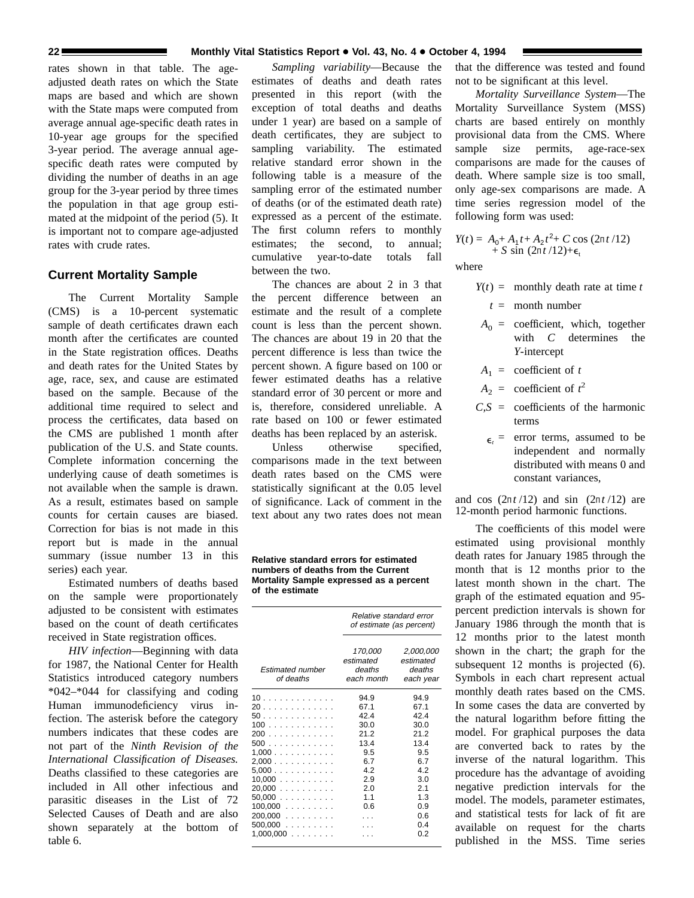rates shown in that table. The age-adjusted death rates on which the State maps are based and which are shown with the State maps were computed from average annual age-specific death rates in 10-year age groups for the specified 3-year period. The average annual age-specific death rates were computed by dividing the number of deaths in an age group for the 3-year period by three times the population in that age group estimated at the midpoint of the period (5). It is important not to compare age-adjusted rates with crude rates.

## Current Mortality Sample

The Current Mortality Sample (CMS) is a 10-percent systematic sample of death certificates drawn each month after the certificates are counted in the State registration offices. Deaths and death rates for the United States by age, race, sex, and cause are estimated based on the sample. Because of the additional time required to select and process the certificates, data based on the CMS are published 1 month after publication of the U.S. and State counts. Complete information concerning the underlying cause of death sometimes is not available when the sample is drawn. As a result, estimates based on sample counts for certain causes are biased. Correction for bias is not made in this report but is made in the annual summary (issue number 13 in this series) each year.

Estimated numbers of deaths based on the sample were proportionately adjusted to be consistent with estimates based on the count of death certificates received in State registration offices.

*HIV infection*—Beginning with data for 1987, the National Center for Health Statistics introduced category numbers *042–*044 for classifying and coding Human immunodeficiency virus infection. The asterisk before the category numbers indicates that these codes are not part of the *Ninth Revision of the International Classification of Diseases.* Deaths classified to these categories are included in All other infectious and parasitic diseases in the List of 72 Selected Causes of Death and are also shown separately at the bottom of table 6.

*Sampling variability*—Because the estimates of deaths and death rates presented in this report (with the exception of total deaths and deaths under 1 year) are based on a sample of death certificates, they are subject to sampling variability. The estimated relative standard error shown in the following table is a measure of the sampling error of the estimated number of deaths (or of the estimated death rate) expressed as a percent of the estimate. The first column refers to monthly estimates; the second, to annual; cumulative year-to-date totals fall between the two.

The chances are about 2 in 3 that the percent difference between an estimate and the result of a complete count is less than the percent shown. The chances are about 19 in 20 that the percent difference is less than twice the percent shown. A figure based on 100 or fewer estimated deaths has a relative standard error of 30 percent or more and is, therefore, considered unreliable. A rate based on 100 or fewer estimated deaths has been replaced by an asterisk.

Unless otherwise specified, comparisons made in the text between death rates based on the CMS were statistically significant at the 0.05 level of significance. Lack of comment in the text about any two rates does not mean that the difference was tested and found not to be significant at this level.

**Relative standard errors for estimated numbers of deaths from the Current Mortality Sample expressed as a percent of the estimate**

| Estimated number of deaths | Relative standard error of estimate (as percent): 170,000 estimated deaths each month | 2,000,000 estimated deaths each year |
|---|---|---|
| 10 | 94.9 | 94.9 |
| 20 | 67.1 | 67.1 |
| 50 | 42.4 | 42.4 |
| 100 | 30.0 | 30.0 |
| 200 | 21.2 | 21.2 |
| 500 | 13.4 | 13.4 |
| 1,000 | 9.5 | 9.5 |
| 2,000 | 6.7 | 6.7 |
| 5,000 | 4.2 | 4.2 |
| 10,000 | 2.9 | 3.0 |
| 20,000 | 2.0 | 2.1 |
| 50,000 | 1.1 | 1.3 |
| 100,000 | 0.6 | 0.9 |
| 200,000 | . . . | 0.6 |
| 500,000 | . . . | 0.4 |
| 1,000,000 | . . . | 0.2 |

*Mortality Surveillance System*—The Mortality Surveillance System (MSS) charts are based entirely on monthly provisional data from the CMS. Where sample size permits, age-race-sex comparisons are made for the causes of death. Where sample size is too small, only age-sex comparisons are made. A time series regression model of the following form was used:

$$Y(t) = A_0 + A_1 t + A_2 t^2 + C \cos(2\pi t/12) + S \sin(2\pi t/12) + \epsilon_t$$

where

- $Y(t)$ = monthly death rate at time $t$
- $t$ = month number
- $A_0$ = coefficient, which, together with $C$ determines the $Y$-intercept
- $A_1$ = coefficient of $t$
- $A_2$ = coefficient of $t^2$
- $C,S$ = coefficients of the harmonic terms
- $\epsilon_t$ = error terms, assumed to be independent and normally distributed with means 0 and constant variances,

and $\cos(2\pi t/12)$ and $\sin(2\pi t/12)$ are 12-month period harmonic functions.

The coefficients of this model were estimated using provisional monthly death rates for January 1985 through the month that is 12 months prior to the latest month shown in the chart. The graph of the estimated equation and 95-percent prediction intervals is shown for January 1986 through the month that is 12 months prior to the latest month shown in the chart; the graph for the subsequent 12 months is projected (6). Symbols in each chart represent actual monthly death rates based on the CMS. In some cases the data are converted by the natural logarithm before fitting the model. For graphical purposes the data are converted back to rates by the inverse of the natural logarithm. This procedure has the advantage of avoiding negative prediction intervals for the model. The models, parameter estimates, and statistical tests for lack of fit are available on request for the charts published in the MSS. Time series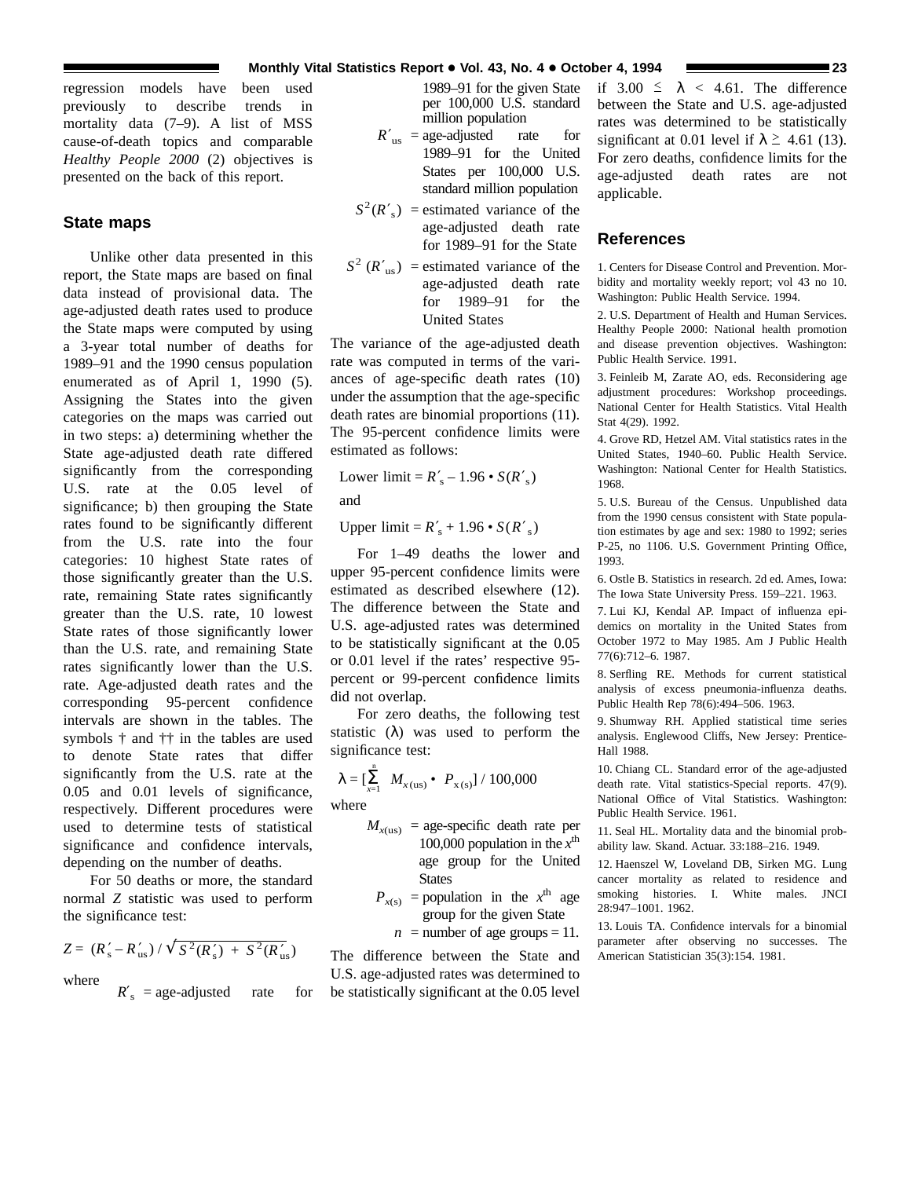regression models have been used previously to describe trends in mortality data (7–9). A list of MSS cause-of-death topics and comparable *Healthy People 2000* (2) objectives is presented on the back of this report.

## State maps

Unlike other data presented in this report, the State maps are based on final data instead of provisional data. The age-adjusted death rates used to produce the State maps were computed by using a 3-year total number of deaths for 1989–91 and the 1990 census population enumerated as of April 1, 1990 (5). Assigning the States into the given categories on the maps was carried out in two steps: a) determining whether the State age-adjusted death rate differed significantly from the corresponding U.S. rate at the 0.05 level of significance; b) then grouping the State rates found to be significantly different from the U.S. rate into the four categories: 10 highest State rates of those significantly greater than the U.S. rate, remaining State rates significantly greater than the U.S. rate, 10 lowest State rates of those significantly lower than the U.S. rate, and remaining State rates significantly lower than the U.S. rate. Age-adjusted death rates and the corresponding 95-percent confidence intervals are shown in the tables. The symbols † and †† in the tables are used to denote State rates that differ significantly from the U.S. rate at the 0.05 and 0.01 levels of significance, respectively. Different procedures were used to determine tests of statistical significance and confidence intervals, depending on the number of deaths.

For 50 deaths or more, the standard normal $Z$ statistic was used to perform the significance test:

$$Z = (R'_s - R'_{us}) / \sqrt{S^2(R'_s) + S^2(R'_{us})}$$

where

$R'_s$ = age-adjusted rate for 1989–91 for the given State per 100,000 U.S. standard million population

$R'_{us}$ = age-adjusted rate for 1989–91 for the United States per 100,000 U.S. standard million population

$S^2(R'_s)$ = estimated variance of the age-adjusted death rate for 1989–91 for the State

$S^2(R'_{us})$ = estimated variance of the age-adjusted death rate for 1989–91 for the United States

The variance of the age-adjusted death rate was computed in terms of the variances of age-specific death rates (10) under the assumption that the age-specific death rates are binomial proportions (11). The 95-percent confidence limits were estimated as follows:

$$\text{Lower limit} = R'_s - 1.96 \cdot S(R'_s)$$

and

$$\text{Upper limit} = R'_s + 1.96 \cdot S(R'_s)$$

For 1–49 deaths the lower and upper 95-percent confidence limits were estimated as described elsewhere (12). The difference between the State and U.S. age-adjusted rates was determined to be statistically significant at the 0.05 or 0.01 level if the rates' respective 95-percent or 99-percent confidence limits did not overlap.

For zero deaths, the following test statistic ($\lambda$) was used to perform the significance test:

$$\lambda = [\sum_{x=1}^{n} M_{x(us)} \cdot P_{x(s)}] / 100{,}000$$

where

$M_{x(us)}$ = age-specific death rate per 100,000 population in the $x^{th}$ age group for the United States

$P_{x(s)}$ = population in the $x^{th}$ age group for the given State

$n$ = number of age groups = 11.

The difference between the State and U.S. age-adjusted rates was determined to be statistically significant at the 0.05 level if $3.00 \leq \lambda < 4.61$. The difference between the State and U.S. age-adjusted rates was determined to be statistically significant at 0.01 level if $\lambda \geq 4.61$ (13). For zero deaths, confidence limits for the age-adjusted death rates are not applicable.

## References

1. Centers for Disease Control and Prevention. Morbidity and mortality weekly report; vol 43 no 10. Washington: Public Health Service. 1994.

2. U.S. Department of Health and Human Services. Healthy People 2000: National health promotion and disease prevention objectives. Washington: Public Health Service. 1991.

3. Feinleib M, Zarate AO, eds. Reconsidering age adjustment procedures: Workshop proceedings. National Center for Health Statistics. Vital Health Stat 4(29). 1992.

4. Grove RD, Hetzel AM. Vital statistics rates in the United States, 1940–60. Public Health Service. Washington: National Center for Health Statistics. 1968.

5. U.S. Bureau of the Census. Unpublished data from the 1990 census consistent with State population estimates by age and sex: 1980 to 1992; series P-25, no 1106. U.S. Government Printing Office, 1993.

6. Ostle B. Statistics in research. 2d ed. Ames, Iowa: The Iowa State University Press. 159–221. 1963.

7. Lui KJ, Kendal AP. Impact of influenza epidemics on mortality in the United States from October 1972 to May 1985. Am J Public Health 77(6):712–6. 1987.

8. Serfling RE. Methods for current statistical analysis of excess pneumonia-influenza deaths. Public Health Rep 78(6):494–506. 1963.

9. Shumway RH. Applied statistical time series analysis. Englewood Cliffs, New Jersey: Prentice-Hall 1988.

10. Chiang CL. Standard error of the age-adjusted death rate. Vital statistics-Special reports. 47(9). National Office of Vital Statistics. Washington: Public Health Service. 1961.

11. Seal HL. Mortality data and the binomial probability law. Skand. Actuar. 33:188–216. 1949.

12. Haenszel W, Loveland DB, Sirken MG. Lung cancer mortality as related to residence and smoking histories. I. White males. JNCI 28:947–1001. 1962.

13. Louis TA. Confidence intervals for a binomial parameter after observing no successes. The American Statistician 35(3):154. 1981.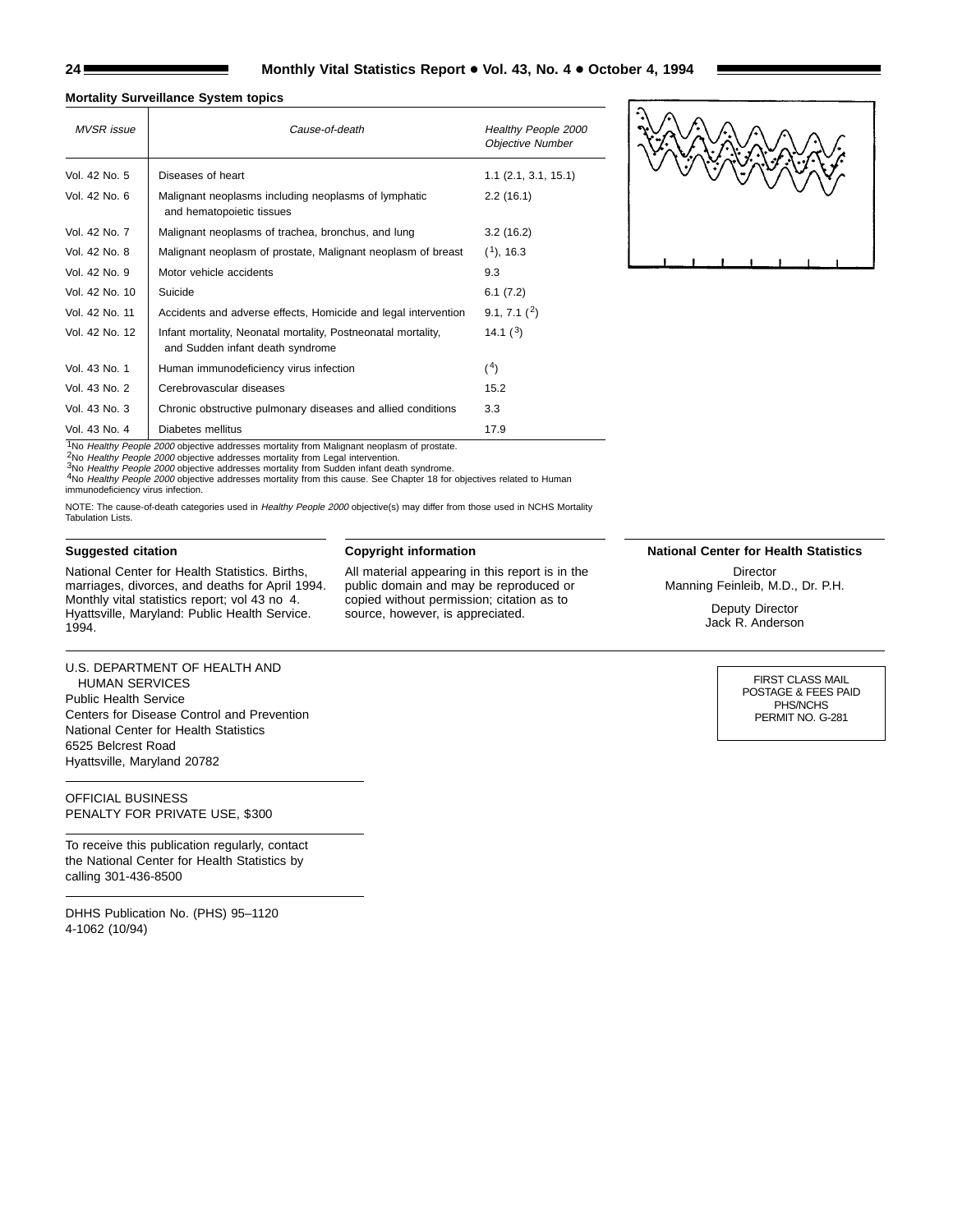**Mortality Surveillance System topics**

| *MVSR issue* | *Cause-of-death* | *Healthy People 2000 Objective Number* |
| --- | --- | --- |
| Vol. 42 No. 5 | Diseases of heart | 1.1 (2.1, 3.1, 15.1) |
| Vol. 42 No. 6 | Malignant neoplasms including neoplasms of lymphatic and hematopoietic tissues | 2.2 (16.1) |
| Vol. 42 No. 7 | Malignant neoplasms of trachea, bronchus, and lung | 3.2 (16.2) |
| Vol. 42 No. 8 | Malignant neoplasm of prostate, Malignant neoplasm of breast | ([1]), 16.3 |
| Vol. 42 No. 9 | Motor vehicle accidents | 9.3 |
| Vol. 42 No. 10 | Suicide | 6.1 (7.2) |
| Vol. 42 No. 11 | Accidents and adverse effects, Homicide and legal intervention | 9.1, 7.1 ([2]) |
| Vol. 42 No. 12 | Infant mortality, Neonatal mortality, Postneonatal mortality, and Sudden infant death syndrome | 14.1 ([3]) |
| Vol. 43 No. 1 | Human immunodeficiency virus infection | ([4]) |
| Vol. 43 No. 2 | Cerebrovascular diseases | 15.2 |
| Vol. 43 No. 3 | Chronic obstructive pulmonary diseases and allied conditions | 3.3 |
| Vol. 43 No. 4 | Diabetes mellitus | 17.9 |

[1]No *Healthy People 2000* objective addresses mortality from Malignant neoplasm of prostate.
[2]No *Healthy People 2000* objective addresses mortality from Legal intervention.
[3]No *Healthy People 2000* objective addresses mortality from Sudden infant death syndrome.
[4]No *Healthy People 2000* objective addresses mortality from this cause. See Chapter 18 for objectives related to Human immunodeficiency virus infection.

NOTE: The cause-of-death categories used in *Healthy People 2000* objective(s) may differ from those used in NCHS Mortality Tabulation Lists.

**Suggested citation**

National Center for Health Statistics. Births, marriages, divorces, and deaths for April 1994. Monthly vital statistics report; vol 43 no 4. Hyattsville, Maryland: Public Health Service. 1994.

**Copyright information**

All material appearing in this report is in the public domain and may be reproduced or copied without permission; citation as to source, however, is appreciated.

**National Center for Health Statistics**

Director
Manning Feinleib, M.D., Dr. P.H.

Deputy Director
Jack R. Anderson

U.S. DEPARTMENT OF HEALTH AND HUMAN SERVICES
Public Health Service
Centers for Disease Control and Prevention
National Center for Health Statistics
6525 Belcrest Road
Hyattsville, Maryland 20782

OFFICIAL BUSINESS
PENALTY FOR PRIVATE USE, $300

To receive this publication regularly, contact the National Center for Health Statistics by calling 301-436-8500

DHHS Publication No. (PHS) 95–1120
4-1062 (10/94)

FIRST CLASS MAIL
POSTAGE & FEES PAID
PHS/NCHS
PERMIT NO. G-281